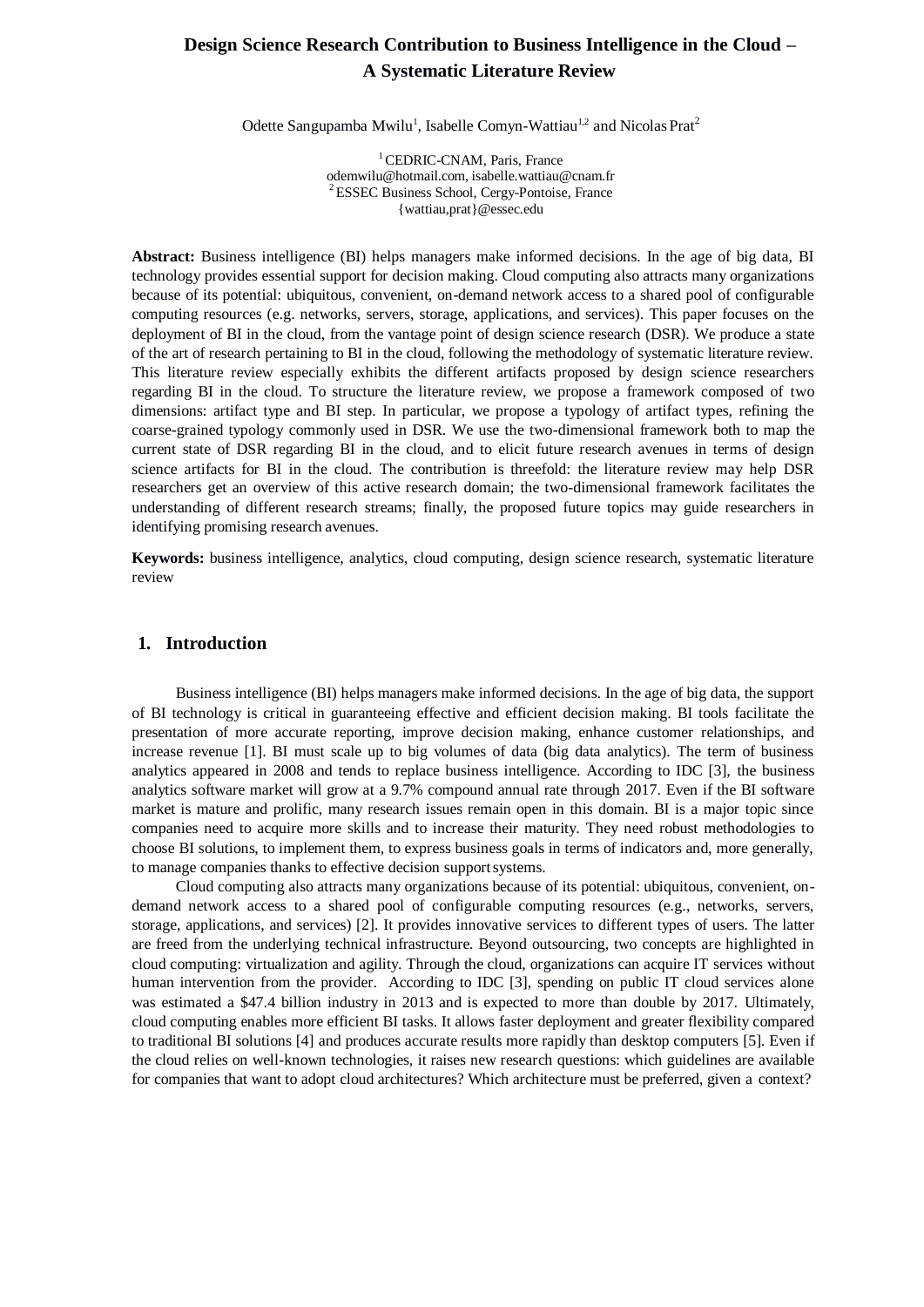# Design Science Research Contribution to Business Intelligence in the Cloud – A Systematic Literature Review

Odette Sangupamba Mwilu[1], Isabelle Comyn-Wattiau[1,2] and Nicolas Prat[2]

[1] CEDRIC-CNAM, Paris, France
odemwilu@hotmail.com, isabelle.wattiau@cnam.fr
[2] ESSEC Business School, Cergy-Pontoise, France
{wattiau,prat}@essec.edu

**Abstract:** Business intelligence (BI) helps managers make informed decisions. In the age of big data, BI technology provides essential support for decision making. Cloud computing also attracts many organizations because of its potential: ubiquitous, convenient, on-demand network access to a shared pool of configurable computing resources (e.g. networks, servers, storage, applications, and services). This paper focuses on the deployment of BI in the cloud, from the vantage point of design science research (DSR). We produce a state of the art of research pertaining to BI in the cloud, following the methodology of systematic literature review. This literature review especially exhibits the different artifacts proposed by design science researchers regarding BI in the cloud. To structure the literature review, we propose a framework composed of two dimensions: artifact type and BI step. In particular, we propose a typology of artifact types, refining the coarse-grained typology commonly used in DSR. We use the two-dimensional framework both to map the current state of DSR regarding BI in the cloud, and to elicit future research avenues in terms of design science artifacts for BI in the cloud. The contribution is threefold: the literature review may help DSR researchers get an overview of this active research domain; the two-dimensional framework facilitates the understanding of different research streams; finally, the proposed future topics may guide researchers in identifying promising research avenues.

**Keywords:** business intelligence, analytics, cloud computing, design science research, systematic literature review

## 1. Introduction

Business intelligence (BI) helps managers make informed decisions. In the age of big data, the support of BI technology is critical in guaranteeing effective and efficient decision making. BI tools facilitate the presentation of more accurate reporting, improve decision making, enhance customer relationships, and increase revenue [1]. BI must scale up to big volumes of data (big data analytics). The term of business analytics appeared in 2008 and tends to replace business intelligence. According to IDC [3], the business analytics software market will grow at a 9.7% compound annual rate through 2017. Even if the BI software market is mature and prolific, many research issues remain open in this domain. BI is a major topic since companies need to acquire more skills and to increase their maturity. They need robust methodologies to choose BI solutions, to implement them, to express business goals in terms of indicators and, more generally, to manage companies thanks to effective decision support systems.

Cloud computing also attracts many organizations because of its potential: ubiquitous, convenient, on-demand network access to a shared pool of configurable computing resources (e.g., networks, servers, storage, applications, and services) [2]. It provides innovative services to different types of users. The latter are freed from the underlying technical infrastructure. Beyond outsourcing, two concepts are highlighted in cloud computing: virtualization and agility. Through the cloud, organizations can acquire IT services without human intervention from the provider. According to IDC [3], spending on public IT cloud services alone was estimated a $47.4 billion industry in 2013 and is expected to more than double by 2017. Ultimately, cloud computing enables more efficient BI tasks. It allows faster deployment and greater flexibility compared to traditional BI solutions [4] and produces accurate results more rapidly than desktop computers [5]. Even if the cloud relies on well-known technologies, it raises new research questions: which guidelines are available for companies that want to adopt cloud architectures? Which architecture must be preferred, given a context?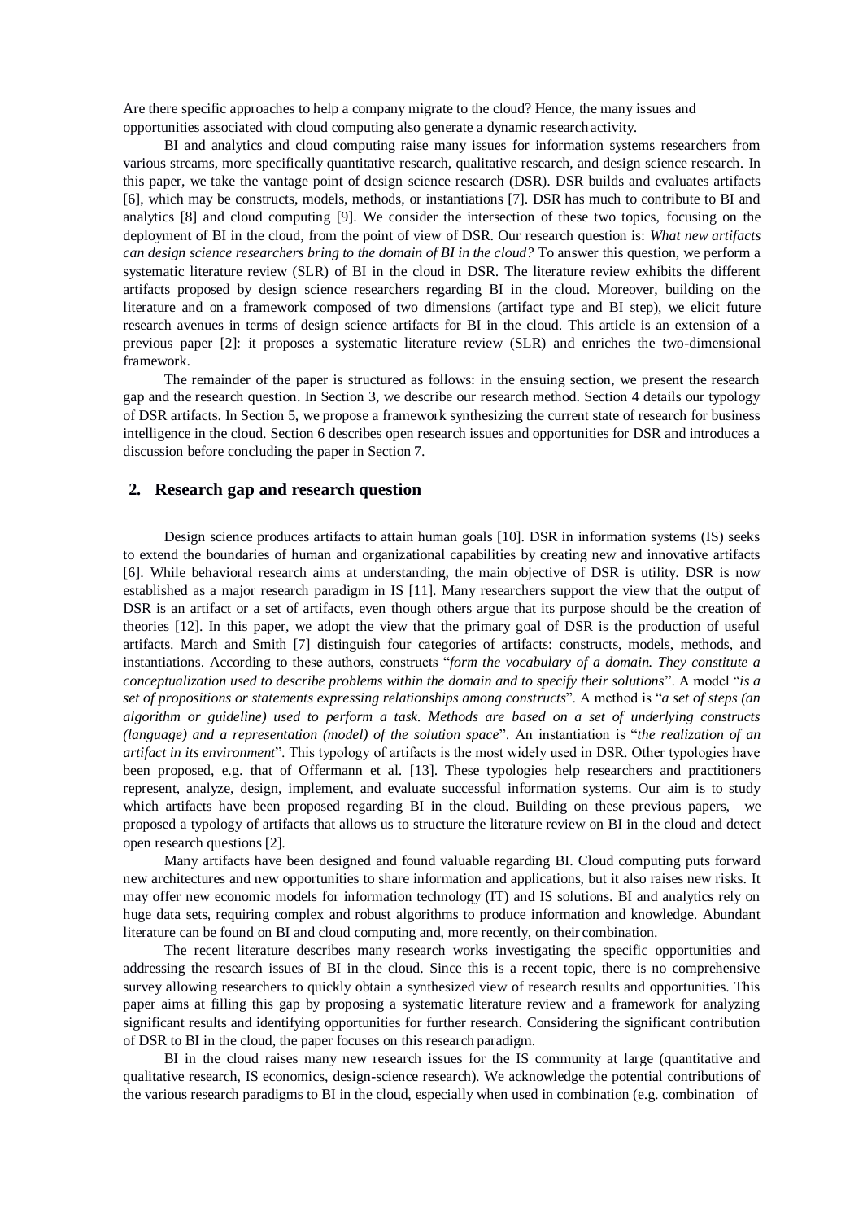Are there specific approaches to help a company migrate to the cloud? Hence, the many issues and opportunities associated with cloud computing also generate a dynamic research activity.

BI and analytics and cloud computing raise many issues for information systems researchers from various streams, more specifically quantitative research, qualitative research, and design science research. In this paper, we take the vantage point of design science research (DSR). DSR builds and evaluates artifacts [6], which may be constructs, models, methods, or instantiations [7]. DSR has much to contribute to BI and analytics [8] and cloud computing [9]. We consider the intersection of these two topics, focusing on the deployment of BI in the cloud, from the point of view of DSR. Our research question is: *What new artifacts can design science researchers bring to the domain of BI in the cloud?* To answer this question, we perform a systematic literature review (SLR) of BI in the cloud in DSR. The literature review exhibits the different artifacts proposed by design science researchers regarding BI in the cloud. Moreover, building on the literature and on a framework composed of two dimensions (artifact type and BI step), we elicit future research avenues in terms of design science artifacts for BI in the cloud. This article is an extension of a previous paper [2]: it proposes a systematic literature review (SLR) and enriches the two-dimensional framework.

The remainder of the paper is structured as follows: in the ensuing section, we present the research gap and the research question. In Section 3, we describe our research method. Section 4 details our typology of DSR artifacts. In Section 5, we propose a framework synthesizing the current state of research for business intelligence in the cloud. Section 6 describes open research issues and opportunities for DSR and introduces a discussion before concluding the paper in Section 7.

## 2. Research gap and research question

Design science produces artifacts to attain human goals [10]. DSR in information systems (IS) seeks to extend the boundaries of human and organizational capabilities by creating new and innovative artifacts [6]. While behavioral research aims at understanding, the main objective of DSR is utility. DSR is now established as a major research paradigm in IS [11]. Many researchers support the view that the output of DSR is an artifact or a set of artifacts, even though others argue that its purpose should be the creation of theories [12]. In this paper, we adopt the view that the primary goal of DSR is the production of useful artifacts. March and Smith [7] distinguish four categories of artifacts: constructs, models, methods, and instantiations. According to these authors, constructs "*form the vocabulary of a domain. They constitute a conceptualization used to describe problems within the domain and to specify their solutions*". A model "*is a set of propositions or statements expressing relationships among constructs*". A method is "*a set of steps (an algorithm or guideline) used to perform a task. Methods are based on a set of underlying constructs (language) and a representation (model) of the solution space*". An instantiation is "*the realization of an artifact in its environment*". This typology of artifacts is the most widely used in DSR. Other typologies have been proposed, e.g. that of Offermann et al. [13]. These typologies help researchers and practitioners represent, analyze, design, implement, and evaluate successful information systems. Our aim is to study which artifacts have been proposed regarding BI in the cloud. Building on these previous papers, we proposed a typology of artifacts that allows us to structure the literature review on BI in the cloud and detect open research questions [2].

Many artifacts have been designed and found valuable regarding BI. Cloud computing puts forward new architectures and new opportunities to share information and applications, but it also raises new risks. It may offer new economic models for information technology (IT) and IS solutions. BI and analytics rely on huge data sets, requiring complex and robust algorithms to produce information and knowledge. Abundant literature can be found on BI and cloud computing and, more recently, on their combination.

The recent literature describes many research works investigating the specific opportunities and addressing the research issues of BI in the cloud. Since this is a recent topic, there is no comprehensive survey allowing researchers to quickly obtain a synthesized view of research results and opportunities. This paper aims at filling this gap by proposing a systematic literature review and a framework for analyzing significant results and identifying opportunities for further research. Considering the significant contribution of DSR to BI in the cloud, the paper focuses on this research paradigm.

BI in the cloud raises many new research issues for the IS community at large (quantitative and qualitative research, IS economics, design-science research). We acknowledge the potential contributions of the various research paradigms to BI in the cloud, especially when used in combination (e.g. combination of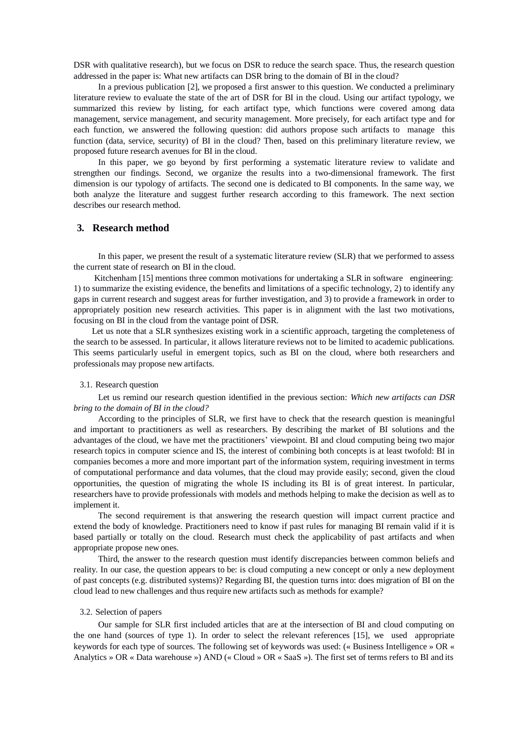DSR with qualitative research), but we focus on DSR to reduce the search space. Thus, the research question addressed in the paper is: What new artifacts can DSR bring to the domain of BI in the cloud?

In a previous publication [2], we proposed a first answer to this question. We conducted a preliminary literature review to evaluate the state of the art of DSR for BI in the cloud. Using our artifact typology, we summarized this review by listing, for each artifact type, which functions were covered among data management, service management, and security management. More precisely, for each artifact type and for each function, we answered the following question: did authors propose such artifacts to manage this function (data, service, security) of BI in the cloud? Then, based on this preliminary literature review, we proposed future research avenues for BI in the cloud.

In this paper, we go beyond by first performing a systematic literature review to validate and strengthen our findings. Second, we organize the results into a two-dimensional framework. The first dimension is our typology of artifacts. The second one is dedicated to BI components. In the same way, we both analyze the literature and suggest further research according to this framework. The next section describes our research method.

## 3. Research method

In this paper, we present the result of a systematic literature review (SLR) that we performed to assess the current state of research on BI in the cloud.

Kitchenham [15] mentions three common motivations for undertaking a SLR in software engineering: 1) to summarize the existing evidence, the benefits and limitations of a specific technology, 2) to identify any gaps in current research and suggest areas for further investigation, and 3) to provide a framework in order to appropriately position new research activities. This paper is in alignment with the last two motivations, focusing on BI in the cloud from the vantage point of DSR.

Let us note that a SLR synthesizes existing work in a scientific approach, targeting the completeness of the search to be assessed. In particular, it allows literature reviews not to be limited to academic publications. This seems particularly useful in emergent topics, such as BI on the cloud, where both researchers and professionals may propose new artifacts.

### 3.1. Research question

Let us remind our research question identified in the previous section: *Which new artifacts can DSR bring to the domain of BI in the cloud?*

According to the principles of SLR, we first have to check that the research question is meaningful and important to practitioners as well as researchers. By describing the market of BI solutions and the advantages of the cloud, we have met the practitioners' viewpoint. BI and cloud computing being two major research topics in computer science and IS, the interest of combining both concepts is at least twofold: BI in companies becomes a more and more important part of the information system, requiring investment in terms of computational performance and data volumes, that the cloud may provide easily; second, given the cloud opportunities, the question of migrating the whole IS including its BI is of great interest. In particular, researchers have to provide professionals with models and methods helping to make the decision as well as to implement it.

The second requirement is that answering the research question will impact current practice and extend the body of knowledge. Practitioners need to know if past rules for managing BI remain valid if it is based partially or totally on the cloud. Research must check the applicability of past artifacts and when appropriate propose new ones.

Third, the answer to the research question must identify discrepancies between common beliefs and reality. In our case, the question appears to be: is cloud computing a new concept or only a new deployment of past concepts (e.g. distributed systems)? Regarding BI, the question turns into: does migration of BI on the cloud lead to new challenges and thus require new artifacts such as methods for example?

### 3.2. Selection of papers

Our sample for SLR first included articles that are at the intersection of BI and cloud computing on the one hand (sources of type 1). In order to select the relevant references [15], we used appropriate keywords for each type of sources. The following set of keywords was used: (« Business Intelligence » OR « Analytics » OR « Data warehouse ») AND (« Cloud » OR « SaaS »). The first set of terms refers to BI and its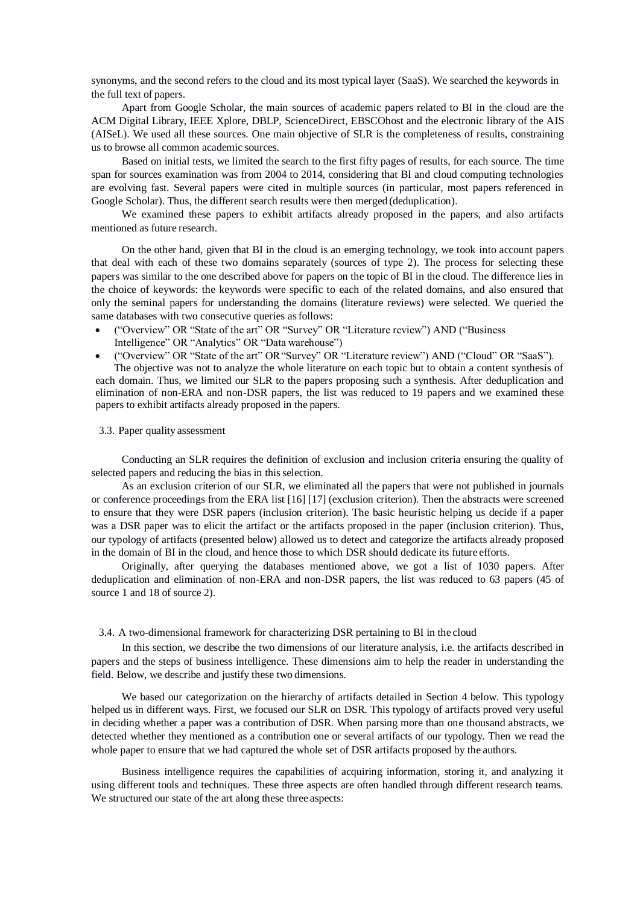synonyms, and the second refers to the cloud and its most typical layer (SaaS). We searched the keywords in the full text of papers.

Apart from Google Scholar, the main sources of academic papers related to BI in the cloud are the ACM Digital Library, IEEE Xplore, DBLP, ScienceDirect, EBSCOhost and the electronic library of the AIS (AISeL). We used all these sources. One main objective of SLR is the completeness of results, constraining us to browse all common academic sources.

Based on initial tests, we limited the search to the first fifty pages of results, for each source. The time span for sources examination was from 2004 to 2014, considering that BI and cloud computing technologies are evolving fast. Several papers were cited in multiple sources (in particular, most papers referenced in Google Scholar). Thus, the different search results were then merged (deduplication).

We examined these papers to exhibit artifacts already proposed in the papers, and also artifacts mentioned as future research.

On the other hand, given that BI in the cloud is an emerging technology, we took into account papers that deal with each of these two domains separately (sources of type 2). The process for selecting these papers was similar to the one described above for papers on the topic of BI in the cloud. The difference lies in the choice of keywords: the keywords were specific to each of the related domains, and also ensured that only the seminal papers for understanding the domains (literature reviews) were selected. We queried the same databases with two consecutive queries as follows:

- ("Overview" OR "State of the art" OR "Survey" OR "Literature review") AND ("Business Intelligence" OR "Analytics" OR "Data warehouse")
- ("Overview" OR "State of the art" OR "Survey" OR "Literature review") AND ("Cloud" OR "SaaS").

The objective was not to analyze the whole literature on each topic but to obtain a content synthesis of each domain. Thus, we limited our SLR to the papers proposing such a synthesis. After deduplication and elimination of non-ERA and non-DSR papers, the list was reduced to 19 papers and we examined these papers to exhibit artifacts already proposed in the papers.

### 3.3. Paper quality assessment

Conducting an SLR requires the definition of exclusion and inclusion criteria ensuring the quality of selected papers and reducing the bias in this selection.

As an exclusion criterion of our SLR, we eliminated all the papers that were not published in journals or conference proceedings from the ERA list [16] [17] (exclusion criterion). Then the abstracts were screened to ensure that they were DSR papers (inclusion criterion). The basic heuristic helping us decide if a paper was a DSR paper was to elicit the artifact or the artifacts proposed in the paper (inclusion criterion). Thus, our typology of artifacts (presented below) allowed us to detect and categorize the artifacts already proposed in the domain of BI in the cloud, and hence those to which DSR should dedicate its future efforts.

Originally, after querying the databases mentioned above, we got a list of 1030 papers. After deduplication and elimination of non-ERA and non-DSR papers, the list was reduced to 63 papers (45 of source 1 and 18 of source 2).

### 3.4. A two-dimensional framework for characterizing DSR pertaining to BI in the cloud

In this section, we describe the two dimensions of our literature analysis, i.e. the artifacts described in papers and the steps of business intelligence. These dimensions aim to help the reader in understanding the field. Below, we describe and justify these two dimensions.

We based our categorization on the hierarchy of artifacts detailed in Section 4 below. This typology helped us in different ways. First, we focused our SLR on DSR. This typology of artifacts proved very useful in deciding whether a paper was a contribution of DSR. When parsing more than one thousand abstracts, we detected whether they mentioned as a contribution one or several artifacts of our typology. Then we read the whole paper to ensure that we had captured the whole set of DSR artifacts proposed by the authors.

Business intelligence requires the capabilities of acquiring information, storing it, and analyzing it using different tools and techniques. These three aspects are often handled through different research teams. We structured our state of the art along these three aspects: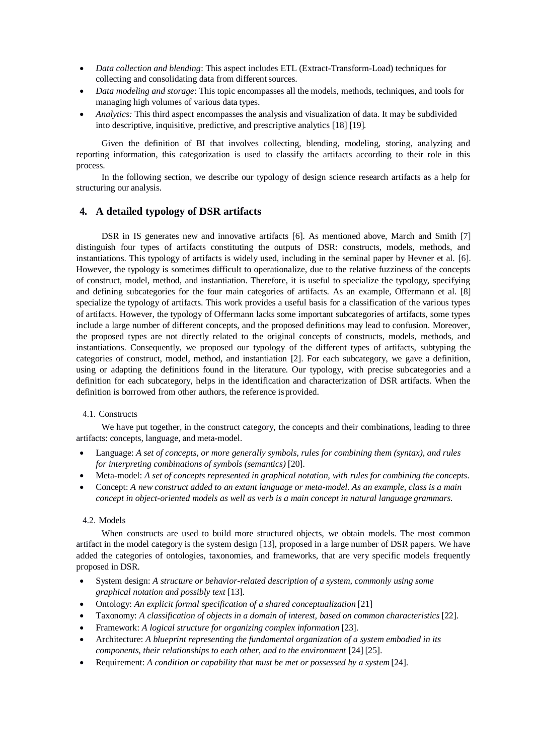- *Data collection and blending*: This aspect includes ETL (Extract-Transform-Load) techniques for collecting and consolidating data from different sources.
- *Data modeling and storage*: This topic encompasses all the models, methods, techniques, and tools for managing high volumes of various data types.
- *Analytics:* This third aspect encompasses the analysis and visualization of data. It may be subdivided into descriptive, inquisitive, predictive, and prescriptive analytics [18] [19].

Given the definition of BI that involves collecting, blending, modeling, storing, analyzing and reporting information, this categorization is used to classify the artifacts according to their role in this process.

In the following section, we describe our typology of design science research artifacts as a help for structuring our analysis.

## 4. A detailed typology of DSR artifacts

DSR in IS generates new and innovative artifacts [6]. As mentioned above, March and Smith [7] distinguish four types of artifacts constituting the outputs of DSR: constructs, models, methods, and instantiations. This typology of artifacts is widely used, including in the seminal paper by Hevner et al. [6]. However, the typology is sometimes difficult to operationalize, due to the relative fuzziness of the concepts of construct, model, method, and instantiation. Therefore, it is useful to specialize the typology, specifying and defining subcategories for the four main categories of artifacts. As an example, Offermann et al. [8] specialize the typology of artifacts. This work provides a useful basis for a classification of the various types of artifacts. However, the typology of Offermann lacks some important subcategories of artifacts, some types include a large number of different concepts, and the proposed definitions may lead to confusion. Moreover, the proposed types are not directly related to the original concepts of constructs, models, methods, and instantiations. Consequently, we proposed our typology of the different types of artifacts, subtyping the categories of construct, model, method, and instantiation [2]. For each subcategory, we gave a definition, using or adapting the definitions found in the literature. Our typology, with precise subcategories and a definition for each subcategory, helps in the identification and characterization of DSR artifacts. When the definition is borrowed from other authors, the reference is provided.

### 4.1. Constructs

We have put together, in the construct category, the concepts and their combinations, leading to three artifacts: concepts, language, and meta-model.

- Language: *A set of concepts, or more generally symbols, rules for combining them (syntax), and rules for interpreting combinations of symbols (semantics)* [20].
- Meta-model: *A set of concepts represented in graphical notation, with rules for combining the concepts*.
- Concept: *A new construct added to an extant language or meta-model. As an example, class is a main concept in object-oriented models as well as verb is a main concept in natural language grammars.*

### 4.2. Models

When constructs are used to build more structured objects, we obtain models. The most common artifact in the model category is the system design [13], proposed in a large number of DSR papers. We have added the categories of ontologies, taxonomies, and frameworks, that are very specific models frequently proposed in DSR.

- System design: *A structure or behavior-related description of a system, commonly using some graphical notation and possibly text* [13].
- Ontology: *An explicit formal specification of a shared conceptualization* [21]
- Taxonomy: *A classification of objects in a domain of interest, based on common characteristics* [22].
- Framework: *A logical structure for organizing complex information* [23].
- Architecture: *A blueprint representing the fundamental organization of a system embodied in its components, their relationships to each other, and to the environment* [24] [25].
- Requirement: *A condition or capability that must be met or possessed by a system* [24].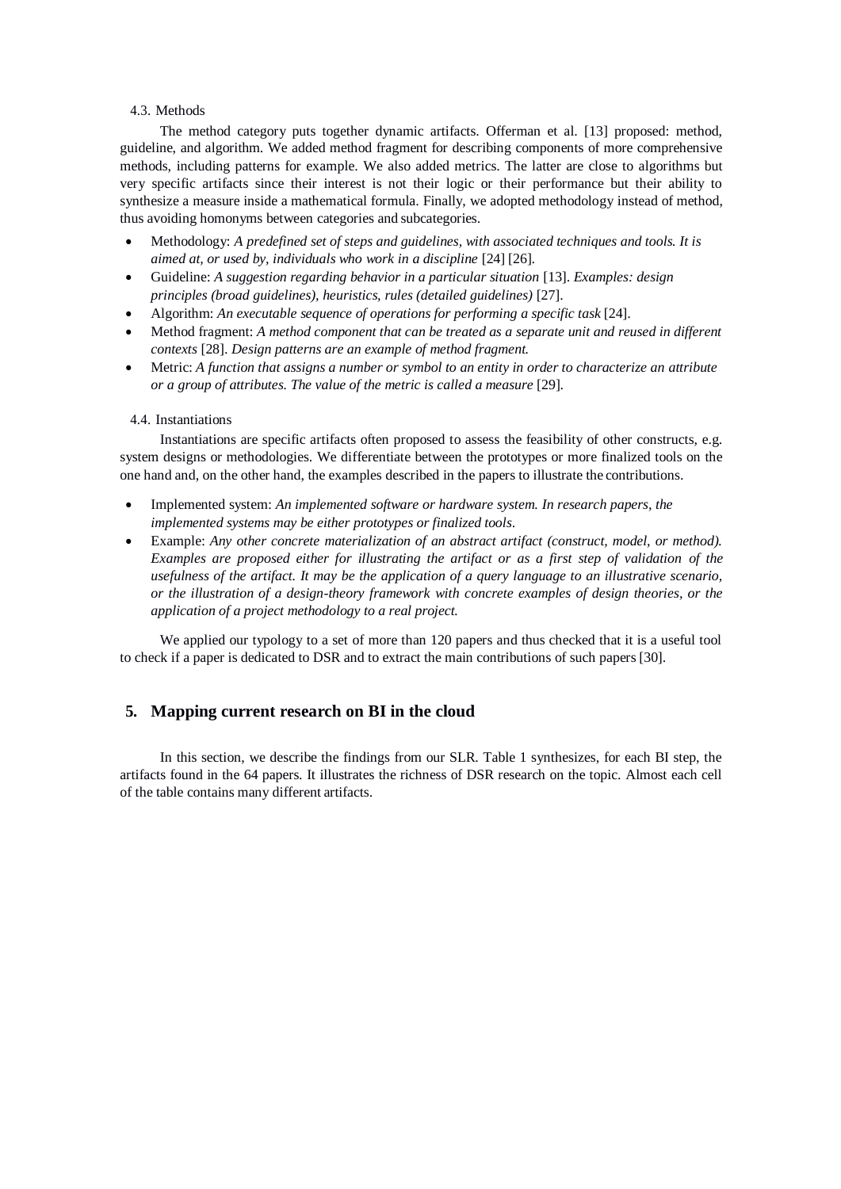### 4.3. Methods

The method category puts together dynamic artifacts. Offerman et al. [13] proposed: method, guideline, and algorithm. We added method fragment for describing components of more comprehensive methods, including patterns for example. We also added metrics. The latter are close to algorithms but very specific artifacts since their interest is not their logic or their performance but their ability to synthesize a measure inside a mathematical formula. Finally, we adopted methodology instead of method, thus avoiding homonyms between categories and subcategories.

- Methodology: *A predefined set of steps and guidelines, with associated techniques and tools. It is aimed at, or used by, individuals who work in a discipline* [24] [26].
- Guideline: *A suggestion regarding behavior in a particular situation* [13]. *Examples: design principles (broad guidelines), heuristics, rules (detailed guidelines)* [27].
- Algorithm: *An executable sequence of operations for performing a specific task* [24].
- Method fragment: *A method component that can be treated as a separate unit and reused in different contexts* [28]. *Design patterns are an example of method fragment.*
- Metric: *A function that assigns a number or symbol to an entity in order to characterize an attribute or a group of attributes. The value of the metric is called a measure* [29].

### 4.4. Instantiations

Instantiations are specific artifacts often proposed to assess the feasibility of other constructs, e.g. system designs or methodologies. We differentiate between the prototypes or more finalized tools on the one hand and, on the other hand, the examples described in the papers to illustrate the contributions.

- Implemented system: *An implemented software or hardware system. In research papers, the implemented systems may be either prototypes or finalized tools.*
- Example: *Any other concrete materialization of an abstract artifact (construct, model, or method). Examples are proposed either for illustrating the artifact or as a first step of validation of the usefulness of the artifact. It may be the application of a query language to an illustrative scenario, or the illustration of a design-theory framework with concrete examples of design theories, or the application of a project methodology to a real project.*

We applied our typology to a set of more than 120 papers and thus checked that it is a useful tool to check if a paper is dedicated to DSR and to extract the main contributions of such papers [30].

## 5. Mapping current research on BI in the cloud

In this section, we describe the findings from our SLR. Table 1 synthesizes, for each BI step, the artifacts found in the 64 papers. It illustrates the richness of DSR research on the topic. Almost each cell of the table contains many different artifacts.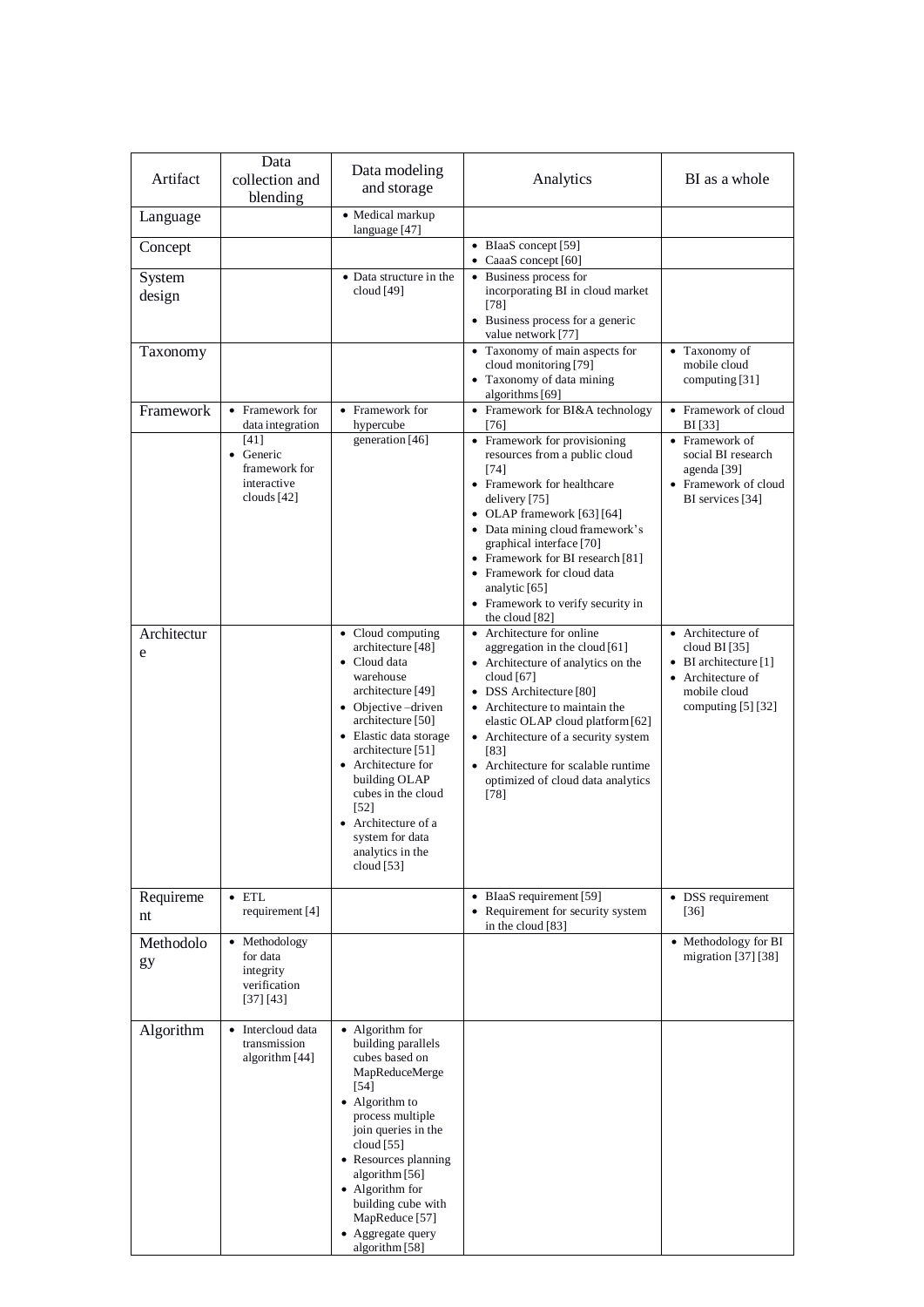| Artifact | Data collection and blending | Data modeling and storage | Analytics | BI as a whole |
|---|---|---|---|---|
| Language | | • Medical markup language [47] | | |
| Concept | | | • BIaaS concept [59]<br>• CaaaS concept [60] | |
| System design | | • Data structure in the cloud [49] | • Business process for incorporating BI in cloud market [78]<br>• Business process for a generic value network [77] | |
| Taxonomy | | | • Taxonomy of main aspects for cloud monitoring [79]<br>• Taxonomy of data mining algorithms [69] | • Taxonomy of mobile cloud computing [31] |
| Framework | • Framework for data integration [41]<br>• Generic framework for interactive clouds [42] | • Framework for hypercube generation [46] | • Framework for BI&A technology [76]<br>• Framework for provisioning resources from a public cloud [74]<br>• Framework for healthcare delivery [75]<br>• OLAP framework [63] [64]<br>• Data mining cloud framework's graphical interface [70]<br>• Framework for BI research [81]<br>• Framework for cloud data analytic [65]<br>• Framework to verify security in the cloud [82] | • Framework of cloud BI [33]<br>• Framework of social BI research agenda [39]<br>• Framework of cloud BI services [34] |
| Architecture | | • Cloud computing architecture [48]<br>• Cloud data warehouse architecture [49]<br>• Objective –driven architecture [50]<br>• Elastic data storage architecture [51]<br>• Architecture for building OLAP cubes in the cloud [52]<br>• Architecture of a system for data analytics in the cloud [53] | • Architecture for online aggregation in the cloud [61]<br>• Architecture of analytics on the cloud [67]<br>• DSS Architecture [80]<br>• Architecture to maintain the elastic OLAP cloud platform [62]<br>• Architecture of a security system [83]<br>• Architecture for scalable runtime optimized of cloud data analytics [78] | • Architecture of cloud BI [35]<br>• BI architecture [1]<br>• Architecture of mobile cloud computing [5] [32] |
| Requirement | • ETL requirement [4] | | • BIaaS requirement [59]<br>• Requirement for security system in the cloud [83] | • DSS requirement [36] |
| Methodology | • Methodology for data integrity verification [37] [43] | | | • Methodology for BI migration [37] [38] |
| Algorithm | • Intercloud data transmission algorithm [44] | • Algorithm for building parallels cubes based on MapReduceMerge [54]<br>• Algorithm to process multiple join queries in the cloud [55]<br>• Resources planning algorithm [56]<br>• Algorithm for building cube with MapReduce [57]<br>• Aggregate query algorithm [58] | | |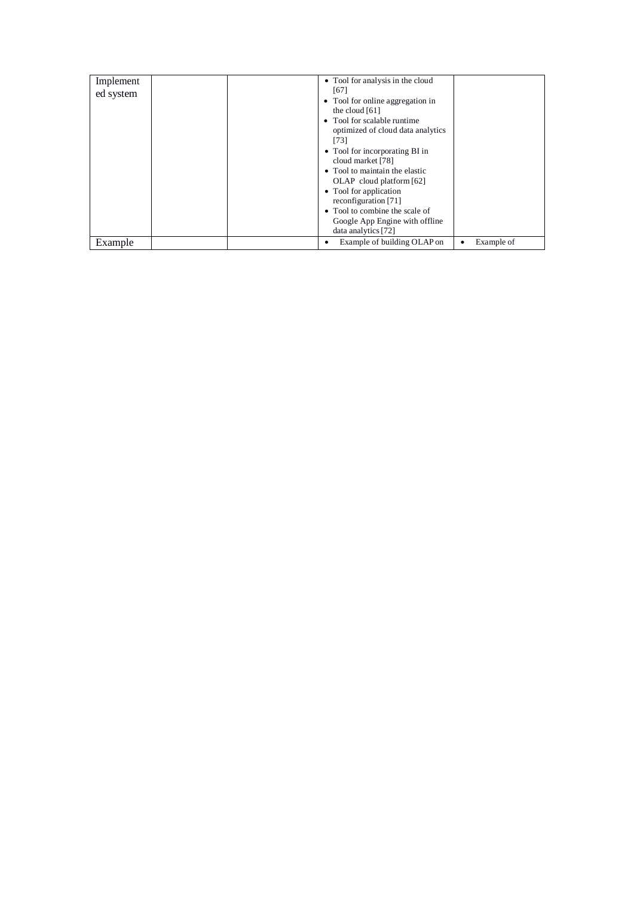| | | | | |
|---|---|---|---|---|
| Implemented system | | | • Tool for analysis in the cloud [67]<br>• Tool for online aggregation in the cloud [61]<br>• Tool for scalable runtime optimized of cloud data analytics [73]<br>• Tool for incorporating BI in cloud market [78]<br>• Tool to maintain the elastic OLAP cloud platform [62]<br>• Tool for application reconfiguration [71]<br>• Tool to combine the scale of Google App Engine with offline data analytics [72] | |
| Example | | | • Example of building OLAP on | • Example of |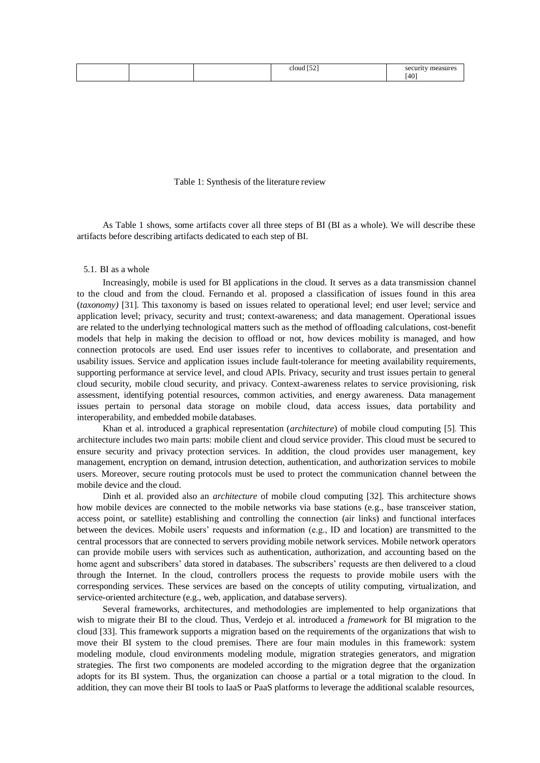|  |  |  | cloud [52] | security measures [40] |
|---|---|---|---|---|

Table 1: Synthesis of the literature review

As Table 1 shows, some artifacts cover all three steps of BI (BI as a whole). We will describe these artifacts before describing artifacts dedicated to each step of BI.

### 5.1. BI as a whole

Increasingly, mobile is used for BI applications in the cloud. It serves as a data transmission channel to the cloud and from the cloud. Fernando et al. proposed a classification of issues found in this area (*taxonomy)* [31]. This taxonomy is based on issues related to operational level; end user level; service and application level; privacy, security and trust; context-awareness; and data management. Operational issues are related to the underlying technological matters such as the method of offloading calculations, cost-benefit models that help in making the decision to offload or not, how devices mobility is managed, and how connection protocols are used. End user issues refer to incentives to collaborate, and presentation and usability issues. Service and application issues include fault-tolerance for meeting availability requirements, supporting performance at service level, and cloud APIs. Privacy, security and trust issues pertain to general cloud security, mobile cloud security, and privacy. Context-awareness relates to service provisioning, risk assessment, identifying potential resources, common activities, and energy awareness. Data management issues pertain to personal data storage on mobile cloud, data access issues, data portability and interoperability, and embedded mobile databases.

Khan et al. introduced a graphical representation (*architecture*) of mobile cloud computing [5]. This architecture includes two main parts: mobile client and cloud service provider. This cloud must be secured to ensure security and privacy protection services. In addition, the cloud provides user management, key management, encryption on demand, intrusion detection, authentication, and authorization services to mobile users. Moreover, secure routing protocols must be used to protect the communication channel between the mobile device and the cloud.

Dinh et al. provided also an *architecture* of mobile cloud computing [32]. This architecture shows how mobile devices are connected to the mobile networks via base stations (e.g., base transceiver station, access point, or satellite) establishing and controlling the connection (air links) and functional interfaces between the devices. Mobile users' requests and information (e.g., ID and location) are transmitted to the central processors that are connected to servers providing mobile network services. Mobile network operators can provide mobile users with services such as authentication, authorization, and accounting based on the home agent and subscribers' data stored in databases. The subscribers' requests are then delivered to a cloud through the Internet. In the cloud, controllers process the requests to provide mobile users with the corresponding services. These services are based on the concepts of utility computing, virtualization, and service-oriented architecture (e.g., web, application, and database servers).

Several frameworks, architectures, and methodologies are implemented to help organizations that wish to migrate their BI to the cloud. Thus, Verdejo et al. introduced a *framework* for BI migration to the cloud [33]. This framework supports a migration based on the requirements of the organizations that wish to move their BI system to the cloud premises. There are four main modules in this framework: system modeling module, cloud environments modeling module, migration strategies generators, and migration strategies. The first two components are modeled according to the migration degree that the organization adopts for its BI system. Thus, the organization can choose a partial or a total migration to the cloud. In addition, they can move their BI tools to IaaS or PaaS platforms to leverage the additional scalable resources,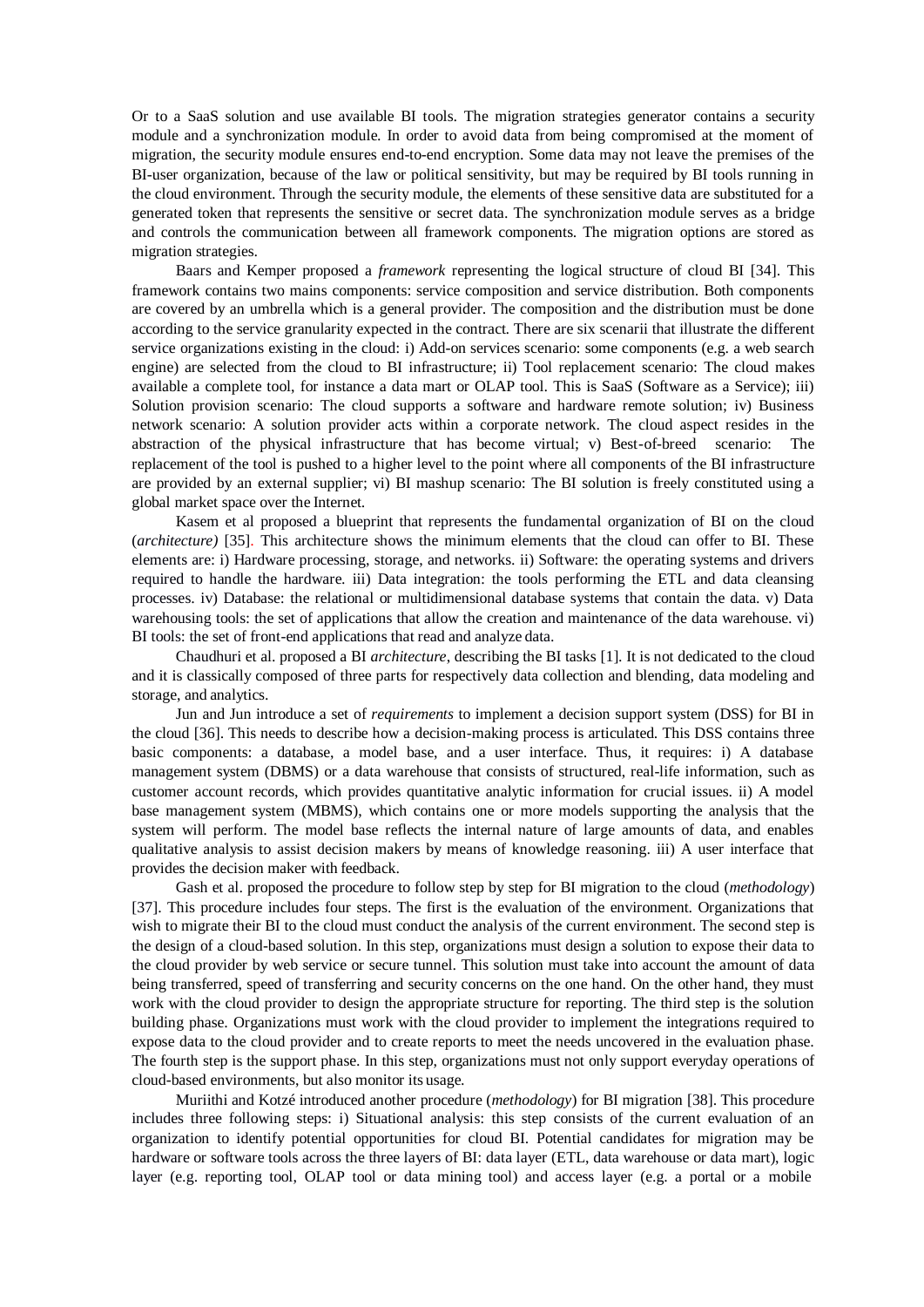Or to a SaaS solution and use available BI tools. The migration strategies generator contains a security module and a synchronization module. In order to avoid data from being compromised at the moment of migration, the security module ensures end-to-end encryption. Some data may not leave the premises of the BI-user organization, because of the law or political sensitivity, but may be required by BI tools running in the cloud environment. Through the security module, the elements of these sensitive data are substituted for a generated token that represents the sensitive or secret data. The synchronization module serves as a bridge and controls the communication between all framework components. The migration options are stored as migration strategies.

Baars and Kemper proposed a *framework* representing the logical structure of cloud BI [34]. This framework contains two mains components: service composition and service distribution. Both components are covered by an umbrella which is a general provider. The composition and the distribution must be done according to the service granularity expected in the contract. There are six scenarii that illustrate the different service organizations existing in the cloud: i) Add-on services scenario: some components (e.g. a web search engine) are selected from the cloud to BI infrastructure; ii) Tool replacement scenario: The cloud makes available a complete tool, for instance a data mart or OLAP tool. This is SaaS (Software as a Service); iii) Solution provision scenario: The cloud supports a software and hardware remote solution; iv) Business network scenario: A solution provider acts within a corporate network. The cloud aspect resides in the abstraction of the physical infrastructure that has become virtual; v) Best-of-breed scenario: The replacement of the tool is pushed to a higher level to the point where all components of the BI infrastructure are provided by an external supplier; vi) BI mashup scenario: The BI solution is freely constituted using a global market space over the Internet.

Kasem et al proposed a blueprint that represents the fundamental organization of BI on the cloud (*architecture)* [35]. This architecture shows the minimum elements that the cloud can offer to BI. These elements are: i) Hardware processing, storage, and networks. ii) Software: the operating systems and drivers required to handle the hardware. iii) Data integration: the tools performing the ETL and data cleansing processes. iv) Database: the relational or multidimensional database systems that contain the data. v) Data warehousing tools: the set of applications that allow the creation and maintenance of the data warehouse. vi) BI tools: the set of front-end applications that read and analyze data.

Chaudhuri et al. proposed a BI *architecture*, describing the BI tasks [1]. It is not dedicated to the cloud and it is classically composed of three parts for respectively data collection and blending, data modeling and storage, and analytics.

Jun and Jun introduce a set of *requirements* to implement a decision support system (DSS) for BI in the cloud [36]. This needs to describe how a decision-making process is articulated. This DSS contains three basic components: a database, a model base, and a user interface. Thus, it requires: i) A database management system (DBMS) or a data warehouse that consists of structured, real-life information, such as customer account records, which provides quantitative analytic information for crucial issues. ii) A model base management system (MBMS), which contains one or more models supporting the analysis that the system will perform. The model base reflects the internal nature of large amounts of data, and enables qualitative analysis to assist decision makers by means of knowledge reasoning. iii) A user interface that provides the decision maker with feedback.

Gash et al. proposed the procedure to follow step by step for BI migration to the cloud (*methodology*) [37]. This procedure includes four steps. The first is the evaluation of the environment. Organizations that wish to migrate their BI to the cloud must conduct the analysis of the current environment. The second step is the design of a cloud-based solution. In this step, organizations must design a solution to expose their data to the cloud provider by web service or secure tunnel. This solution must take into account the amount of data being transferred, speed of transferring and security concerns on the one hand. On the other hand, they must work with the cloud provider to design the appropriate structure for reporting. The third step is the solution building phase. Organizations must work with the cloud provider to implement the integrations required to expose data to the cloud provider and to create reports to meet the needs uncovered in the evaluation phase. The fourth step is the support phase. In this step, organizations must not only support everyday operations of cloud-based environments, but also monitor its usage.

Muriithi and Kotzé introduced another procedure (*methodology*) for BI migration [38]. This procedure includes three following steps: i) Situational analysis: this step consists of the current evaluation of an organization to identify potential opportunities for cloud BI. Potential candidates for migration may be hardware or software tools across the three layers of BI: data layer (ETL, data warehouse or data mart), logic layer (e.g. reporting tool, OLAP tool or data mining tool) and access layer (e.g. a portal or a mobile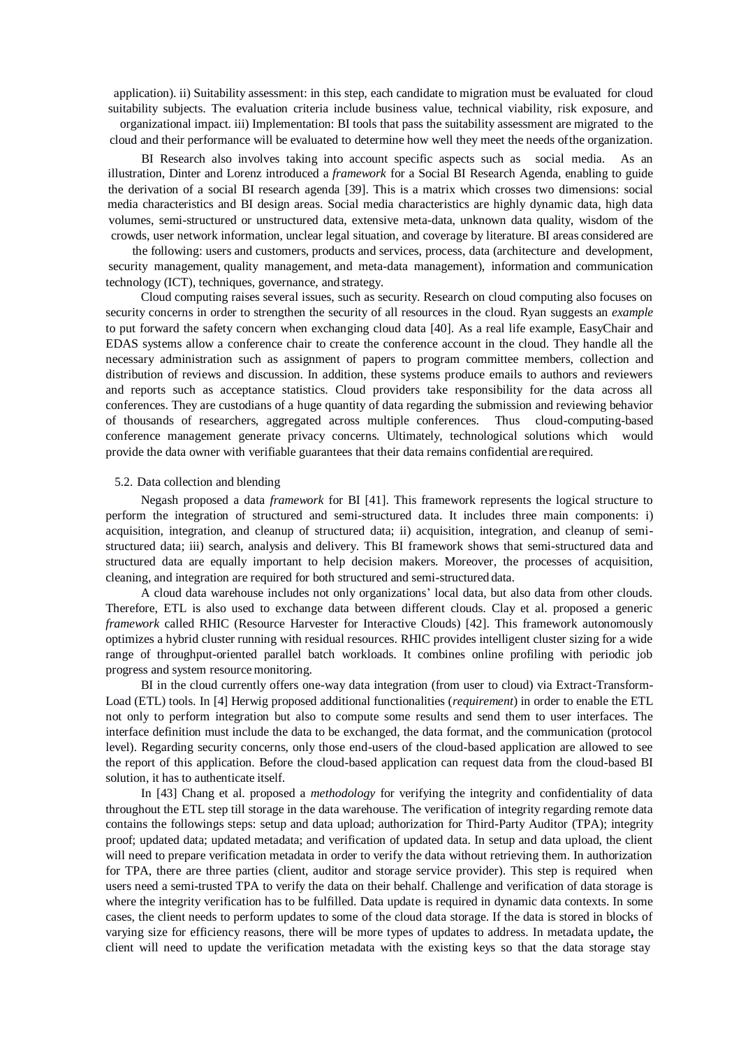application). ii) Suitability assessment: in this step, each candidate to migration must be evaluated for cloud suitability subjects. The evaluation criteria include business value, technical viability, risk exposure, and organizational impact. iii) Implementation: BI tools that pass the suitability assessment are migrated to the cloud and their performance will be evaluated to determine how well they meet the needs of the organization.

BI Research also involves taking into account specific aspects such as social media. As an illustration, Dinter and Lorenz introduced a *framework* for a Social BI Research Agenda, enabling to guide the derivation of a social BI research agenda [39]. This is a matrix which crosses two dimensions: social media characteristics and BI design areas. Social media characteristics are highly dynamic data, high data volumes, semi-structured or unstructured data, extensive meta-data, unknown data quality, wisdom of the crowds, user network information, unclear legal situation, and coverage by literature. BI areas considered are the following: users and customers, products and services, process, data (architecture and development, security management, quality management, and meta-data management), information and communication technology (ICT), techniques, governance, and strategy.

Cloud computing raises several issues, such as security. Research on cloud computing also focuses on security concerns in order to strengthen the security of all resources in the cloud. Ryan suggests an *example* to put forward the safety concern when exchanging cloud data [40]. As a real life example, EasyChair and EDAS systems allow a conference chair to create the conference account in the cloud. They handle all the necessary administration such as assignment of papers to program committee members, collection and distribution of reviews and discussion. In addition, these systems produce emails to authors and reviewers and reports such as acceptance statistics. Cloud providers take responsibility for the data across all conferences. They are custodians of a huge quantity of data regarding the submission and reviewing behavior of thousands of researchers, aggregated across multiple conferences. Thus cloud-computing-based conference management generate privacy concerns. Ultimately, technological solutions which would provide the data owner with verifiable guarantees that their data remains confidential are required.

### 5.2. Data collection and blending

Negash proposed a data *framework* for BI [41]. This framework represents the logical structure to perform the integration of structured and semi-structured data. It includes three main components: i) acquisition, integration, and cleanup of structured data; ii) acquisition, integration, and cleanup of semi-structured data; iii) search, analysis and delivery. This BI framework shows that semi-structured data and structured data are equally important to help decision makers. Moreover, the processes of acquisition, cleaning, and integration are required for both structured and semi-structured data.

A cloud data warehouse includes not only organizations' local data, but also data from other clouds. Therefore, ETL is also used to exchange data between different clouds. Clay et al. proposed a generic *framework* called RHIC (Resource Harvester for Interactive Clouds) [42]. This framework autonomously optimizes a hybrid cluster running with residual resources. RHIC provides intelligent cluster sizing for a wide range of throughput-oriented parallel batch workloads. It combines online profiling with periodic job progress and system resource monitoring.

BI in the cloud currently offers one-way data integration (from user to cloud) via Extract-Transform-Load (ETL) tools. In [4] Herwig proposed additional functionalities (*requirement*) in order to enable the ETL not only to perform integration but also to compute some results and send them to user interfaces. The interface definition must include the data to be exchanged, the data format, and the communication (protocol level). Regarding security concerns, only those end-users of the cloud-based application are allowed to see the report of this application. Before the cloud-based application can request data from the cloud-based BI solution, it has to authenticate itself.

In [43] Chang et al. proposed a *methodology* for verifying the integrity and confidentiality of data throughout the ETL step till storage in the data warehouse. The verification of integrity regarding remote data contains the followings steps: setup and data upload; authorization for Third-Party Auditor (TPA); integrity proof; updated data; updated metadata; and verification of updated data. In setup and data upload, the client will need to prepare verification metadata in order to verify the data without retrieving them. In authorization for TPA, there are three parties (client, auditor and storage service provider). This step is required when users need a semi-trusted TPA to verify the data on their behalf. Challenge and verification of data storage is where the integrity verification has to be fulfilled. Data update is required in dynamic data contexts. In some cases, the client needs to perform updates to some of the cloud data storage. If the data is stored in blocks of varying size for efficiency reasons, there will be more types of updates to address. In metadata update**,** the client will need to update the verification metadata with the existing keys so that the data storage stay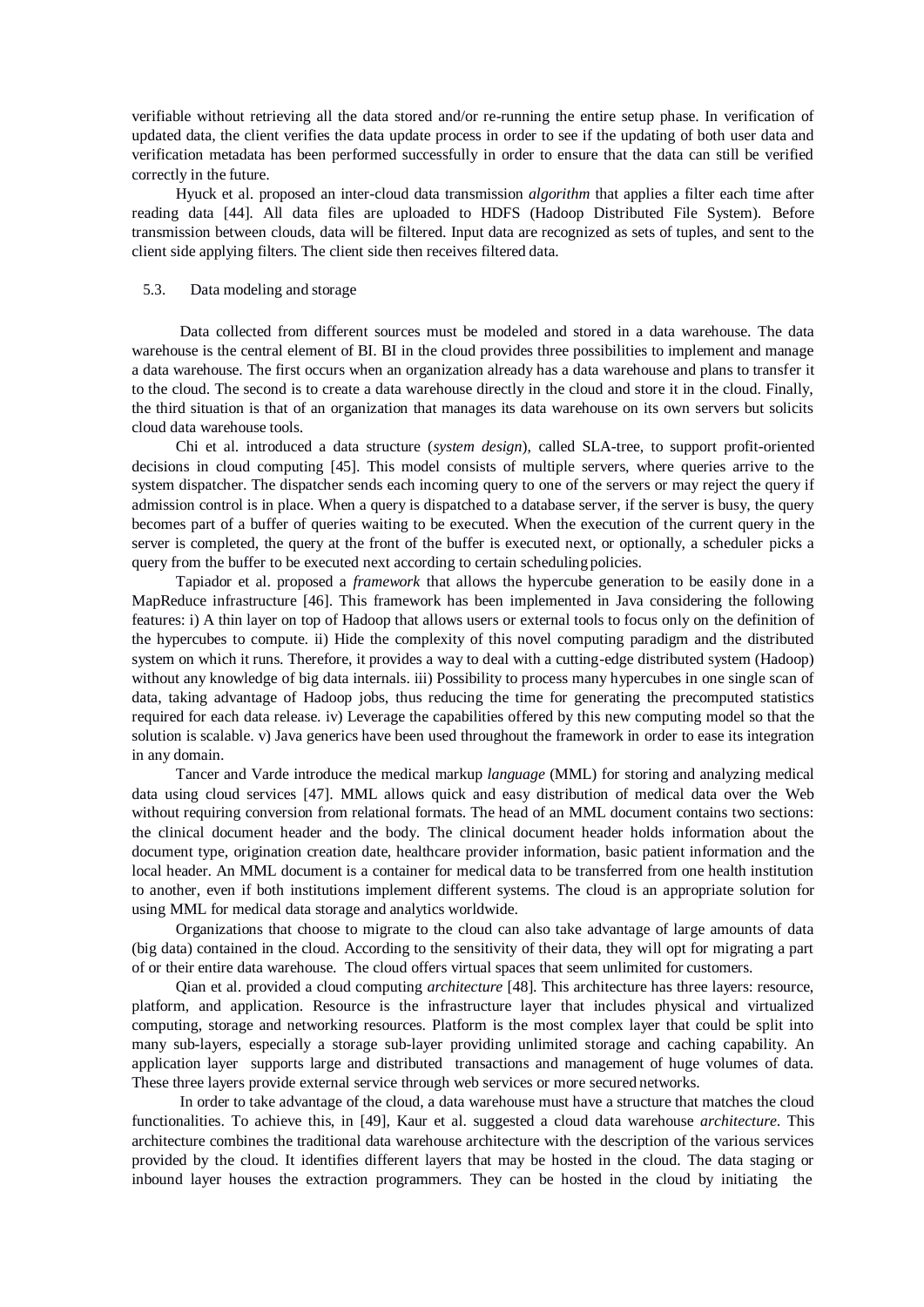verifiable without retrieving all the data stored and/or re-running the entire setup phase. In verification of updated data, the client verifies the data update process in order to see if the updating of both user data and verification metadata has been performed successfully in order to ensure that the data can still be verified correctly in the future.

Hyuck et al. proposed an inter-cloud data transmission *algorithm* that applies a filter each time after reading data [44]. All data files are uploaded to HDFS (Hadoop Distributed File System). Before transmission between clouds, data will be filtered. Input data are recognized as sets of tuples, and sent to the client side applying filters. The client side then receives filtered data.

### 5.3. Data modeling and storage

Data collected from different sources must be modeled and stored in a data warehouse. The data warehouse is the central element of BI. BI in the cloud provides three possibilities to implement and manage a data warehouse. The first occurs when an organization already has a data warehouse and plans to transfer it to the cloud. The second is to create a data warehouse directly in the cloud and store it in the cloud. Finally, the third situation is that of an organization that manages its data warehouse on its own servers but solicits cloud data warehouse tools.

Chi et al. introduced a data structure (*system design*), called SLA-tree, to support profit-oriented decisions in cloud computing [45]. This model consists of multiple servers, where queries arrive to the system dispatcher. The dispatcher sends each incoming query to one of the servers or may reject the query if admission control is in place. When a query is dispatched to a database server, if the server is busy, the query becomes part of a buffer of queries waiting to be executed. When the execution of the current query in the server is completed, the query at the front of the buffer is executed next, or optionally, a scheduler picks a query from the buffer to be executed next according to certain scheduling policies.

Tapiador et al. proposed a *framework* that allows the hypercube generation to be easily done in a MapReduce infrastructure [46]. This framework has been implemented in Java considering the following features: i) A thin layer on top of Hadoop that allows users or external tools to focus only on the definition of the hypercubes to compute. ii) Hide the complexity of this novel computing paradigm and the distributed system on which it runs. Therefore, it provides a way to deal with a cutting-edge distributed system (Hadoop) without any knowledge of big data internals. iii) Possibility to process many hypercubes in one single scan of data, taking advantage of Hadoop jobs, thus reducing the time for generating the precomputed statistics required for each data release. iv) Leverage the capabilities offered by this new computing model so that the solution is scalable. v) Java generics have been used throughout the framework in order to ease its integration in any domain.

Tancer and Varde introduce the medical markup *language* (MML) for storing and analyzing medical data using cloud services [47]. MML allows quick and easy distribution of medical data over the Web without requiring conversion from relational formats. The head of an MML document contains two sections: the clinical document header and the body. The clinical document header holds information about the document type, origination creation date, healthcare provider information, basic patient information and the local header. An MML document is a container for medical data to be transferred from one health institution to another, even if both institutions implement different systems. The cloud is an appropriate solution for using MML for medical data storage and analytics worldwide.

Organizations that choose to migrate to the cloud can also take advantage of large amounts of data (big data) contained in the cloud. According to the sensitivity of their data, they will opt for migrating a part of or their entire data warehouse. The cloud offers virtual spaces that seem unlimited for customers.

Qian et al. provided a cloud computing *architecture* [48]. This architecture has three layers: resource, platform, and application. Resource is the infrastructure layer that includes physical and virtualized computing, storage and networking resources. Platform is the most complex layer that could be split into many sub-layers, especially a storage sub-layer providing unlimited storage and caching capability. An application layer supports large and distributed transactions and management of huge volumes of data. These three layers provide external service through web services or more secured networks.

In order to take advantage of the cloud, a data warehouse must have a structure that matches the cloud functionalities. To achieve this, in [49], Kaur et al. suggested a cloud data warehouse *architecture*. This architecture combines the traditional data warehouse architecture with the description of the various services provided by the cloud. It identifies different layers that may be hosted in the cloud. The data staging or inbound layer houses the extraction programmers. They can be hosted in the cloud by initiating the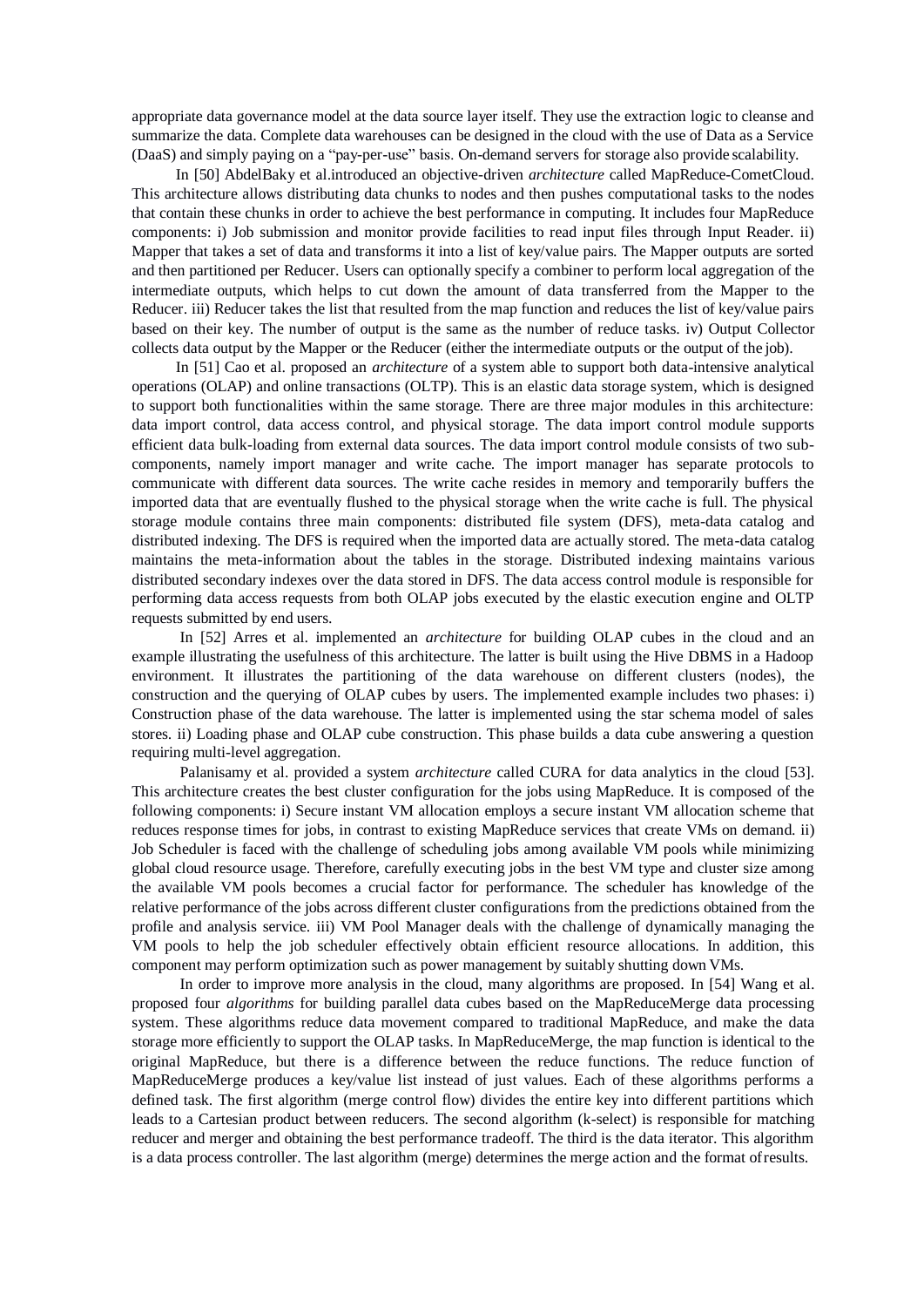appropriate data governance model at the data source layer itself. They use the extraction logic to cleanse and summarize the data. Complete data warehouses can be designed in the cloud with the use of Data as a Service (DaaS) and simply paying on a "pay-per-use" basis. On-demand servers for storage also provide scalability.

In [50] AbdelBaky et al.introduced an objective-driven *architecture* called MapReduce-CometCloud. This architecture allows distributing data chunks to nodes and then pushes computational tasks to the nodes that contain these chunks in order to achieve the best performance in computing. It includes four MapReduce components: i) Job submission and monitor provide facilities to read input files through Input Reader. ii) Mapper that takes a set of data and transforms it into a list of key/value pairs. The Mapper outputs are sorted and then partitioned per Reducer. Users can optionally specify a combiner to perform local aggregation of the intermediate outputs, which helps to cut down the amount of data transferred from the Mapper to the Reducer. iii) Reducer takes the list that resulted from the map function and reduces the list of key/value pairs based on their key. The number of output is the same as the number of reduce tasks. iv) Output Collector collects data output by the Mapper or the Reducer (either the intermediate outputs or the output of the job).

In [51] Cao et al. proposed an *architecture* of a system able to support both data-intensive analytical operations (OLAP) and online transactions (OLTP). This is an elastic data storage system, which is designed to support both functionalities within the same storage. There are three major modules in this architecture: data import control, data access control, and physical storage. The data import control module supports efficient data bulk-loading from external data sources. The data import control module consists of two sub-components, namely import manager and write cache. The import manager has separate protocols to communicate with different data sources. The write cache resides in memory and temporarily buffers the imported data that are eventually flushed to the physical storage when the write cache is full. The physical storage module contains three main components: distributed file system (DFS), meta-data catalog and distributed indexing. The DFS is required when the imported data are actually stored. The meta-data catalog maintains the meta-information about the tables in the storage. Distributed indexing maintains various distributed secondary indexes over the data stored in DFS. The data access control module is responsible for performing data access requests from both OLAP jobs executed by the elastic execution engine and OLTP requests submitted by end users.

In [52] Arres et al. implemented an *architecture* for building OLAP cubes in the cloud and an example illustrating the usefulness of this architecture. The latter is built using the Hive DBMS in a Hadoop environment. It illustrates the partitioning of the data warehouse on different clusters (nodes), the construction and the querying of OLAP cubes by users. The implemented example includes two phases: i) Construction phase of the data warehouse. The latter is implemented using the star schema model of sales stores. ii) Loading phase and OLAP cube construction. This phase builds a data cube answering a question requiring multi-level aggregation.

Palanisamy et al. provided a system *architecture* called CURA for data analytics in the cloud [53]. This architecture creates the best cluster configuration for the jobs using MapReduce. It is composed of the following components: i) Secure instant VM allocation employs a secure instant VM allocation scheme that reduces response times for jobs, in contrast to existing MapReduce services that create VMs on demand. ii) Job Scheduler is faced with the challenge of scheduling jobs among available VM pools while minimizing global cloud resource usage. Therefore, carefully executing jobs in the best VM type and cluster size among the available VM pools becomes a crucial factor for performance. The scheduler has knowledge of the relative performance of the jobs across different cluster configurations from the predictions obtained from the profile and analysis service. iii) VM Pool Manager deals with the challenge of dynamically managing the VM pools to help the job scheduler effectively obtain efficient resource allocations. In addition, this component may perform optimization such as power management by suitably shutting down VMs.

In order to improve more analysis in the cloud, many algorithms are proposed. In [54] Wang et al. proposed four *algorithms* for building parallel data cubes based on the MapReduceMerge data processing system. These algorithms reduce data movement compared to traditional MapReduce, and make the data storage more efficiently to support the OLAP tasks. In MapReduceMerge, the map function is identical to the original MapReduce, but there is a difference between the reduce functions. The reduce function of MapReduceMerge produces a key/value list instead of just values. Each of these algorithms performs a defined task. The first algorithm (merge control flow) divides the entire key into different partitions which leads to a Cartesian product between reducers. The second algorithm (k-select) is responsible for matching reducer and merger and obtaining the best performance tradeoff. The third is the data iterator. This algorithm is a data process controller. The last algorithm (merge) determines the merge action and the format of results.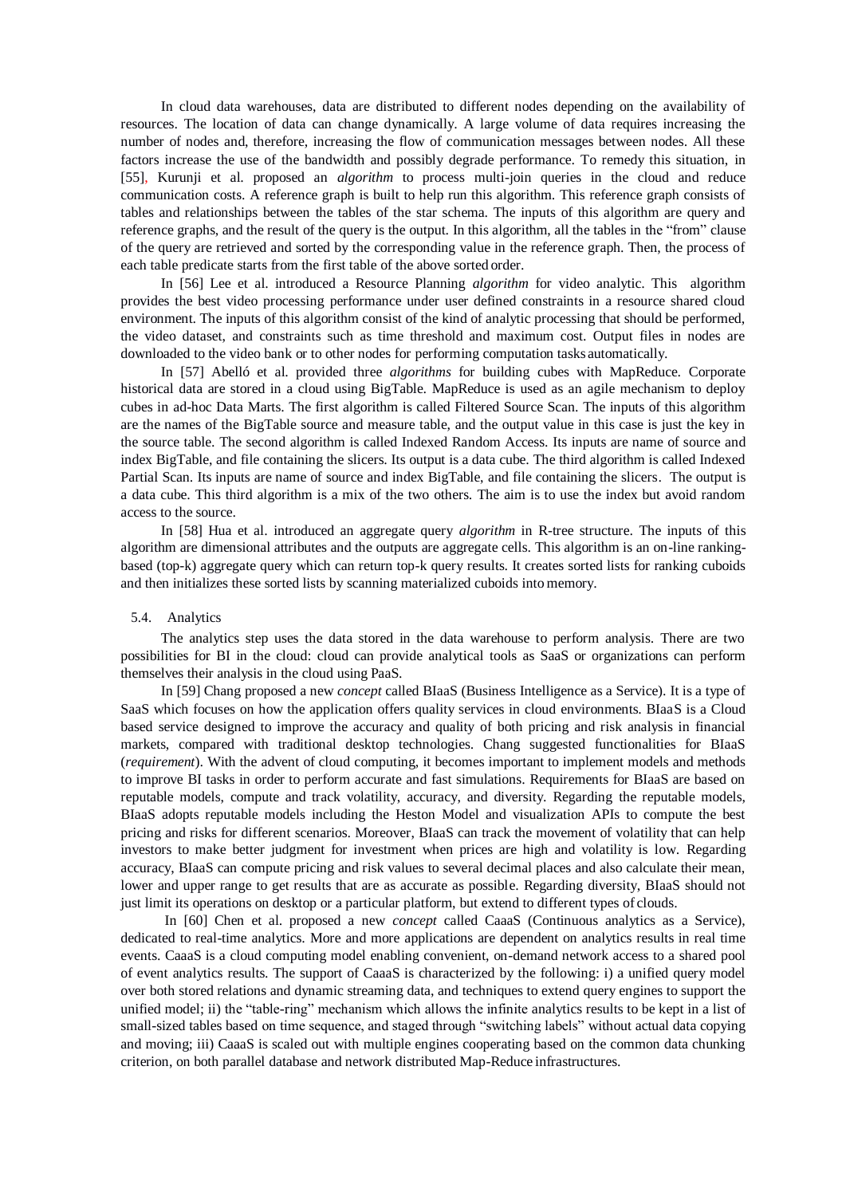In cloud data warehouses, data are distributed to different nodes depending on the availability of resources. The location of data can change dynamically. A large volume of data requires increasing the number of nodes and, therefore, increasing the flow of communication messages between nodes. All these factors increase the use of the bandwidth and possibly degrade performance. To remedy this situation, in [55], Kurunji et al. proposed an *algorithm* to process multi-join queries in the cloud and reduce communication costs. A reference graph is built to help run this algorithm. This reference graph consists of tables and relationships between the tables of the star schema. The inputs of this algorithm are query and reference graphs, and the result of the query is the output. In this algorithm, all the tables in the "from" clause of the query are retrieved and sorted by the corresponding value in the reference graph. Then, the process of each table predicate starts from the first table of the above sorted order.

In [56] Lee et al. introduced a Resource Planning *algorithm* for video analytic. This algorithm provides the best video processing performance under user defined constraints in a resource shared cloud environment. The inputs of this algorithm consist of the kind of analytic processing that should be performed, the video dataset, and constraints such as time threshold and maximum cost. Output files in nodes are downloaded to the video bank or to other nodes for performing computation tasks automatically.

In [57] Abelló et al. provided three *algorithms* for building cubes with MapReduce. Corporate historical data are stored in a cloud using BigTable. MapReduce is used as an agile mechanism to deploy cubes in ad-hoc Data Marts. The first algorithm is called Filtered Source Scan. The inputs of this algorithm are the names of the BigTable source and measure table, and the output value in this case is just the key in the source table. The second algorithm is called Indexed Random Access. Its inputs are name of source and index BigTable, and file containing the slicers. Its output is a data cube. The third algorithm is called Indexed Partial Scan. Its inputs are name of source and index BigTable, and file containing the slicers. The output is a data cube. This third algorithm is a mix of the two others. The aim is to use the index but avoid random access to the source.

In [58] Hua et al. introduced an aggregate query *algorithm* in R-tree structure. The inputs of this algorithm are dimensional attributes and the outputs are aggregate cells. This algorithm is an on-line ranking-based (top-k) aggregate query which can return top-k query results. It creates sorted lists for ranking cuboids and then initializes these sorted lists by scanning materialized cuboids into memory.

### 5.4. Analytics

The analytics step uses the data stored in the data warehouse to perform analysis. There are two possibilities for BI in the cloud: cloud can provide analytical tools as SaaS or organizations can perform themselves their analysis in the cloud using PaaS.

In [59] Chang proposed a new *concept* called BIaaS (Business Intelligence as a Service). It is a type of SaaS which focuses on how the application offers quality services in cloud environments. BIaaS is a Cloud based service designed to improve the accuracy and quality of both pricing and risk analysis in financial markets, compared with traditional desktop technologies. Chang suggested functionalities for BIaaS (*requirement*). With the advent of cloud computing, it becomes important to implement models and methods to improve BI tasks in order to perform accurate and fast simulations. Requirements for BIaaS are based on reputable models, compute and track volatility, accuracy, and diversity. Regarding the reputable models, BIaaS adopts reputable models including the Heston Model and visualization APIs to compute the best pricing and risks for different scenarios. Moreover, BIaaS can track the movement of volatility that can help investors to make better judgment for investment when prices are high and volatility is low. Regarding accuracy, BIaaS can compute pricing and risk values to several decimal places and also calculate their mean, lower and upper range to get results that are as accurate as possible. Regarding diversity, BIaaS should not just limit its operations on desktop or a particular platform, but extend to different types of clouds.

In [60] Chen et al. proposed a new *concept* called CaaaS (Continuous analytics as a Service), dedicated to real-time analytics. More and more applications are dependent on analytics results in real time events. CaaaS is a cloud computing model enabling convenient, on-demand network access to a shared pool of event analytics results. The support of CaaaS is characterized by the following: i) a unified query model over both stored relations and dynamic streaming data, and techniques to extend query engines to support the unified model; ii) the "table-ring" mechanism which allows the infinite analytics results to be kept in a list of small-sized tables based on time sequence, and staged through "switching labels" without actual data copying and moving; iii) CaaaS is scaled out with multiple engines cooperating based on the common data chunking criterion, on both parallel database and network distributed Map-Reduce infrastructures.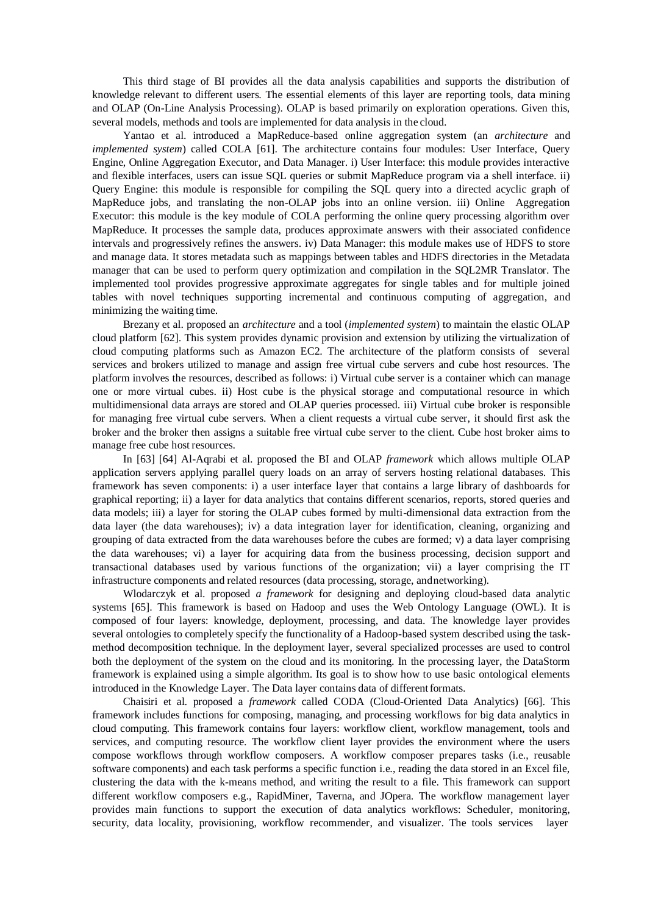This third stage of BI provides all the data analysis capabilities and supports the distribution of knowledge relevant to different users. The essential elements of this layer are reporting tools, data mining and OLAP (On-Line Analysis Processing). OLAP is based primarily on exploration operations. Given this, several models, methods and tools are implemented for data analysis in the cloud.

Yantao et al. introduced a MapReduce-based online aggregation system (an *architecture* and *implemented system*) called COLA [61]. The architecture contains four modules: User Interface, Query Engine, Online Aggregation Executor, and Data Manager. i) User Interface: this module provides interactive and flexible interfaces, users can issue SQL queries or submit MapReduce program via a shell interface. ii) Query Engine: this module is responsible for compiling the SQL query into a directed acyclic graph of MapReduce jobs, and translating the non-OLAP jobs into an online version. iii) Online Aggregation Executor: this module is the key module of COLA performing the online query processing algorithm over MapReduce. It processes the sample data, produces approximate answers with their associated confidence intervals and progressively refines the answers. iv) Data Manager: this module makes use of HDFS to store and manage data. It stores metadata such as mappings between tables and HDFS directories in the Metadata manager that can be used to perform query optimization and compilation in the SQL2MR Translator. The implemented tool provides progressive approximate aggregates for single tables and for multiple joined tables with novel techniques supporting incremental and continuous computing of aggregation, and minimizing the waiting time.

Brezany et al. proposed an *architecture* and a tool (*implemented system*) to maintain the elastic OLAP cloud platform [62]. This system provides dynamic provision and extension by utilizing the virtualization of cloud computing platforms such as Amazon EC2. The architecture of the platform consists of several services and brokers utilized to manage and assign free virtual cube servers and cube host resources. The platform involves the resources, described as follows: i) Virtual cube server is a container which can manage one or more virtual cubes. ii) Host cube is the physical storage and computational resource in which multidimensional data arrays are stored and OLAP queries processed. iii) Virtual cube broker is responsible for managing free virtual cube servers. When a client requests a virtual cube server, it should first ask the broker and the broker then assigns a suitable free virtual cube server to the client. Cube host broker aims to manage free cube host resources.

In [63] [64] Al-Aqrabi et al. proposed the BI and OLAP *framework* which allows multiple OLAP application servers applying parallel query loads on an array of servers hosting relational databases. This framework has seven components: i) a user interface layer that contains a large library of dashboards for graphical reporting; ii) a layer for data analytics that contains different scenarios, reports, stored queries and data models; iii) a layer for storing the OLAP cubes formed by multi-dimensional data extraction from the data layer (the data warehouses); iv) a data integration layer for identification, cleaning, organizing and grouping of data extracted from the data warehouses before the cubes are formed; v) a data layer comprising the data warehouses; vi) a layer for acquiring data from the business processing, decision support and transactional databases used by various functions of the organization; vii) a layer comprising the IT infrastructure components and related resources (data processing, storage, and networking).

Wlodarczyk et al. proposed *a framework* for designing and deploying cloud-based data analytic systems [65]. This framework is based on Hadoop and uses the Web Ontology Language (OWL). It is composed of four layers: knowledge, deployment, processing, and data. The knowledge layer provides several ontologies to completely specify the functionality of a Hadoop-based system described using the task-method decomposition technique. In the deployment layer, several specialized processes are used to control both the deployment of the system on the cloud and its monitoring. In the processing layer, the DataStorm framework is explained using a simple algorithm. Its goal is to show how to use basic ontological elements introduced in the Knowledge Layer. The Data layer contains data of different formats.

Chaisiri et al. proposed a *framework* called CODA (Cloud-Oriented Data Analytics) [66]. This framework includes functions for composing, managing, and processing workflows for big data analytics in cloud computing. This framework contains four layers: workflow client, workflow management, tools and services, and computing resource. The workflow client layer provides the environment where the users compose workflows through workflow composers. A workflow composer prepares tasks (i.e., reusable software components) and each task performs a specific function i.e., reading the data stored in an Excel file, clustering the data with the k-means method, and writing the result to a file. This framework can support different workflow composers e.g., RapidMiner, Taverna, and JOpera. The workflow management layer provides main functions to support the execution of data analytics workflows: Scheduler, monitoring, security, data locality, provisioning, workflow recommender, and visualizer. The tools services layer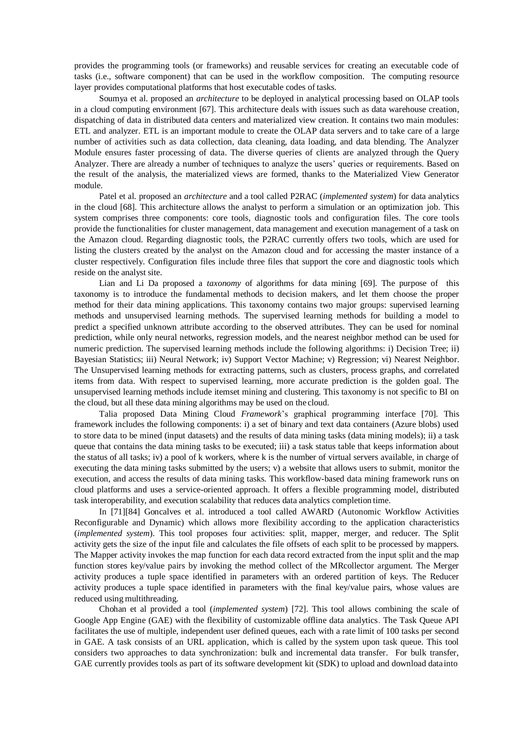provides the programming tools (or frameworks) and reusable services for creating an executable code of tasks (i.e., software component) that can be used in the workflow composition. The computing resource layer provides computational platforms that host executable codes of tasks.

Soumya et al. proposed an *architecture* to be deployed in analytical processing based on OLAP tools in a cloud computing environment [67]. This architecture deals with issues such as data warehouse creation, dispatching of data in distributed data centers and materialized view creation. It contains two main modules: ETL and analyzer. ETL is an important module to create the OLAP data servers and to take care of a large number of activities such as data collection, data cleaning, data loading, and data blending. The Analyzer Module ensures faster processing of data. The diverse queries of clients are analyzed through the Query Analyzer. There are already a number of techniques to analyze the users' queries or requirements. Based on the result of the analysis, the materialized views are formed, thanks to the Materialized View Generator module.

Patel et al. proposed an *architecture* and a tool called P2RAC (*implemented system*) for data analytics in the cloud [68]. This architecture allows the analyst to perform a simulation or an optimization job. This system comprises three components: core tools, diagnostic tools and configuration files. The core tools provide the functionalities for cluster management, data management and execution management of a task on the Amazon cloud. Regarding diagnostic tools, the P2RAC currently offers two tools, which are used for listing the clusters created by the analyst on the Amazon cloud and for accessing the master instance of a cluster respectively. Configuration files include three files that support the core and diagnostic tools which reside on the analyst site.

Lian and Li Da proposed a *taxonomy* of algorithms for data mining [69]. The purpose of this taxonomy is to introduce the fundamental methods to decision makers, and let them choose the proper method for their data mining applications. This taxonomy contains two major groups: supervised learning methods and unsupervised learning methods. The supervised learning methods for building a model to predict a specified unknown attribute according to the observed attributes. They can be used for nominal prediction, while only neural networks, regression models, and the nearest neighbor method can be used for numeric prediction. The supervised learning methods include the following algorithms: i) Decision Tree; ii) Bayesian Statistics; iii) Neural Network; iv) Support Vector Machine; v) Regression; vi) Nearest Neighbor. The Unsupervised learning methods for extracting patterns, such as clusters, process graphs, and correlated items from data. With respect to supervised learning, more accurate prediction is the golden goal. The unsupervised learning methods include itemset mining and clustering. This taxonomy is not specific to BI on the cloud, but all these data mining algorithms may be used on the cloud.

Talia proposed Data Mining Cloud *Framework*'s graphical programming interface [70]. This framework includes the following components: i) a set of binary and text data containers (Azure blobs) used to store data to be mined (input datasets) and the results of data mining tasks (data mining models); ii) a task queue that contains the data mining tasks to be executed; iii) a task status table that keeps information about the status of all tasks; iv) a pool of k workers, where k is the number of virtual servers available, in charge of executing the data mining tasks submitted by the users; v) a website that allows users to submit, monitor the execution, and access the results of data mining tasks. This workflow-based data mining framework runs on cloud platforms and uses a service-oriented approach. It offers a flexible programming model, distributed task interoperability, and execution scalability that reduces data analytics completion time.

In [71][84] Goncalves et al. introduced a tool called AWARD (Autonomic Workflow Activities Reconfigurable and Dynamic) which allows more flexibility according to the application characteristics (*implemented system*). This tool proposes four activities: split, mapper, merger, and reducer. The Split activity gets the size of the input file and calculates the file offsets of each split to be processed by mappers. The Mapper activity invokes the map function for each data record extracted from the input split and the map function stores key/value pairs by invoking the method collect of the MRcollector argument. The Merger activity produces a tuple space identified in parameters with an ordered partition of keys. The Reducer activity produces a tuple space identified in parameters with the final key/value pairs, whose values are reduced using multithreading.

Chohan et al provided a tool (*implemented system*) [72]. This tool allows combining the scale of Google App Engine (GAE) with the flexibility of customizable offline data analytics. The Task Queue API facilitates the use of multiple, independent user defined queues, each with a rate limit of 100 tasks per second in GAE. A task consists of an URL application, which is called by the system upon task queue. This tool considers two approaches to data synchronization: bulk and incremental data transfer. For bulk transfer, GAE currently provides tools as part of its software development kit (SDK) to upload and download data into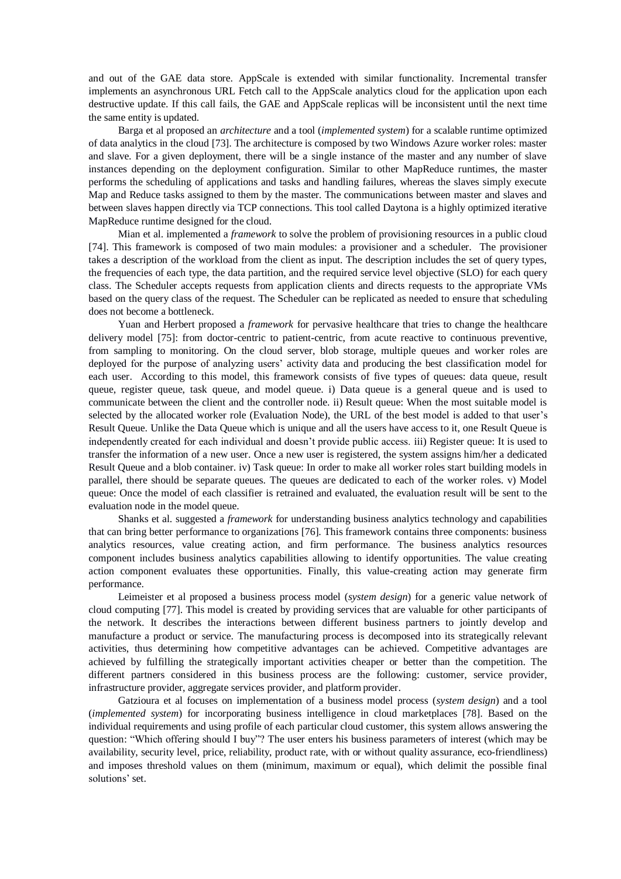and out of the GAE data store. AppScale is extended with similar functionality. Incremental transfer implements an asynchronous URL Fetch call to the AppScale analytics cloud for the application upon each destructive update. If this call fails, the GAE and AppScale replicas will be inconsistent until the next time the same entity is updated.

Barga et al proposed an *architecture* and a tool (*implemented system*) for a scalable runtime optimized of data analytics in the cloud [73]. The architecture is composed by two Windows Azure worker roles: master and slave. For a given deployment, there will be a single instance of the master and any number of slave instances depending on the deployment configuration. Similar to other MapReduce runtimes, the master performs the scheduling of applications and tasks and handling failures, whereas the slaves simply execute Map and Reduce tasks assigned to them by the master. The communications between master and slaves and between slaves happen directly via TCP connections. This tool called Daytona is a highly optimized iterative MapReduce runtime designed for the cloud.

Mian et al. implemented a *framework* to solve the problem of provisioning resources in a public cloud [74]. This framework is composed of two main modules: a provisioner and a scheduler. The provisioner takes a description of the workload from the client as input. The description includes the set of query types, the frequencies of each type, the data partition, and the required service level objective (SLO) for each query class. The Scheduler accepts requests from application clients and directs requests to the appropriate VMs based on the query class of the request. The Scheduler can be replicated as needed to ensure that scheduling does not become a bottleneck.

Yuan and Herbert proposed a *framework* for pervasive healthcare that tries to change the healthcare delivery model [75]: from doctor-centric to patient-centric, from acute reactive to continuous preventive, from sampling to monitoring. On the cloud server, blob storage, multiple queues and worker roles are deployed for the purpose of analyzing users' activity data and producing the best classification model for each user. According to this model, this framework consists of five types of queues: data queue, result queue, register queue, task queue, and model queue. i) Data queue is a general queue and is used to communicate between the client and the controller node. ii) Result queue: When the most suitable model is selected by the allocated worker role (Evaluation Node), the URL of the best model is added to that user's Result Queue. Unlike the Data Queue which is unique and all the users have access to it, one Result Queue is independently created for each individual and doesn't provide public access. iii) Register queue: It is used to transfer the information of a new user. Once a new user is registered, the system assigns him/her a dedicated Result Queue and a blob container. iv) Task queue: In order to make all worker roles start building models in parallel, there should be separate queues. The queues are dedicated to each of the worker roles. v) Model queue: Once the model of each classifier is retrained and evaluated, the evaluation result will be sent to the evaluation node in the model queue.

Shanks et al. suggested a *framework* for understanding business analytics technology and capabilities that can bring better performance to organizations [76]. This framework contains three components: business analytics resources, value creating action, and firm performance. The business analytics resources component includes business analytics capabilities allowing to identify opportunities. The value creating action component evaluates these opportunities. Finally, this value-creating action may generate firm performance.

Leimeister et al proposed a business process model (*system design*) for a generic value network of cloud computing [77]. This model is created by providing services that are valuable for other participants of the network. It describes the interactions between different business partners to jointly develop and manufacture a product or service. The manufacturing process is decomposed into its strategically relevant activities, thus determining how competitive advantages can be achieved. Competitive advantages are achieved by fulfilling the strategically important activities cheaper or better than the competition. The different partners considered in this business process are the following: customer, service provider, infrastructure provider, aggregate services provider, and platform provider.

Gatzioura et al focuses on implementation of a business model process (*system design*) and a tool (*implemented system*) for incorporating business intelligence in cloud marketplaces [78]. Based on the individual requirements and using profile of each particular cloud customer, this system allows answering the question: "Which offering should I buy"? The user enters his business parameters of interest (which may be availability, security level, price, reliability, product rate, with or without quality assurance, eco-friendliness) and imposes threshold values on them (minimum, maximum or equal), which delimit the possible final solutions' set.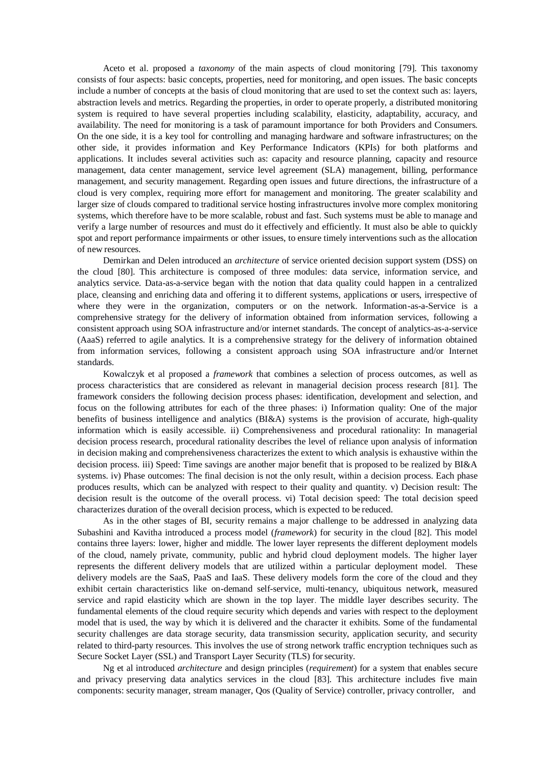Aceto et al. proposed a *taxonomy* of the main aspects of cloud monitoring [79]. This taxonomy consists of four aspects: basic concepts, properties, need for monitoring, and open issues. The basic concepts include a number of concepts at the basis of cloud monitoring that are used to set the context such as: layers, abstraction levels and metrics. Regarding the properties, in order to operate properly, a distributed monitoring system is required to have several properties including scalability, elasticity, adaptability, accuracy, and availability. The need for monitoring is a task of paramount importance for both Providers and Consumers. On the one side, it is a key tool for controlling and managing hardware and software infrastructures; on the other side, it provides information and Key Performance Indicators (KPIs) for both platforms and applications. It includes several activities such as: capacity and resource planning, capacity and resource management, data center management, service level agreement (SLA) management, billing, performance management, and security management. Regarding open issues and future directions, the infrastructure of a cloud is very complex, requiring more effort for management and monitoring. The greater scalability and larger size of clouds compared to traditional service hosting infrastructures involve more complex monitoring systems, which therefore have to be more scalable, robust and fast. Such systems must be able to manage and verify a large number of resources and must do it effectively and efficiently. It must also be able to quickly spot and report performance impairments or other issues, to ensure timely interventions such as the allocation of new resources.

Demirkan and Delen introduced an *architecture* of service oriented decision support system (DSS) on the cloud [80]. This architecture is composed of three modules: data service, information service, and analytics service. Data-as-a-service began with the notion that data quality could happen in a centralized place, cleansing and enriching data and offering it to different systems, applications or users, irrespective of where they were in the organization, computers or on the network. Information-as-a-Service is a comprehensive strategy for the delivery of information obtained from information services, following a consistent approach using SOA infrastructure and/or internet standards. The concept of analytics-as-a-service (AaaS) referred to agile analytics. It is a comprehensive strategy for the delivery of information obtained from information services, following a consistent approach using SOA infrastructure and/or Internet standards.

Kowalczyk et al proposed a *framework* that combines a selection of process outcomes, as well as process characteristics that are considered as relevant in managerial decision process research [81]. The framework considers the following decision process phases: identification, development and selection, and focus on the following attributes for each of the three phases: i) Information quality: One of the major benefits of business intelligence and analytics (BI&A) systems is the provision of accurate, high-quality information which is easily accessible. ii) Comprehensiveness and procedural rationality: In managerial decision process research, procedural rationality describes the level of reliance upon analysis of information in decision making and comprehensiveness characterizes the extent to which analysis is exhaustive within the decision process. iii) Speed: Time savings are another major benefit that is proposed to be realized by BI&A systems. iv) Phase outcomes: The final decision is not the only result, within a decision process. Each phase produces results, which can be analyzed with respect to their quality and quantity. v) Decision result: The decision result is the outcome of the overall process. vi) Total decision speed: The total decision speed characterizes duration of the overall decision process, which is expected to be reduced.

As in the other stages of BI, security remains a major challenge to be addressed in analyzing data Subashini and Kavitha introduced a process model (*framework*) for security in the cloud [82]. This model contains three layers: lower, higher and middle. The lower layer represents the different deployment models of the cloud, namely private, community, public and hybrid cloud deployment models. The higher layer represents the different delivery models that are utilized within a particular deployment model. These delivery models are the SaaS, PaaS and IaaS. These delivery models form the core of the cloud and they exhibit certain characteristics like on-demand self-service, multi-tenancy, ubiquitous network, measured service and rapid elasticity which are shown in the top layer. The middle layer describes security. The fundamental elements of the cloud require security which depends and varies with respect to the deployment model that is used, the way by which it is delivered and the character it exhibits. Some of the fundamental security challenges are data storage security, data transmission security, application security, and security related to third-party resources. This involves the use of strong network traffic encryption techniques such as Secure Socket Layer (SSL) and Transport Layer Security (TLS) for security.

Ng et al introduced *architecture* and design principles (*requirement*) for a system that enables secure and privacy preserving data analytics services in the cloud [83]. This architecture includes five main components: security manager, stream manager, Qos (Quality of Service) controller, privacy controller, and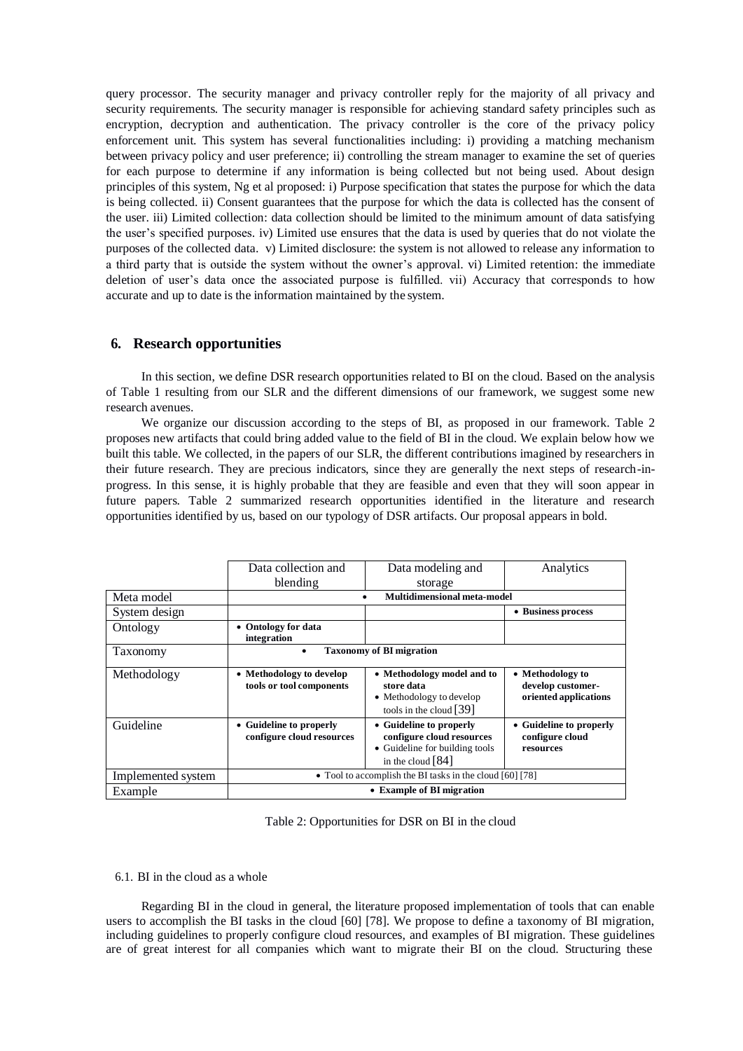query processor. The security manager and privacy controller reply for the majority of all privacy and security requirements. The security manager is responsible for achieving standard safety principles such as encryption, decryption and authentication. The privacy controller is the core of the privacy policy enforcement unit. This system has several functionalities including: i) providing a matching mechanism between privacy policy and user preference; ii) controlling the stream manager to examine the set of queries for each purpose to determine if any information is being collected but not being used. About design principles of this system, Ng et al proposed: i) Purpose specification that states the purpose for which the data is being collected. ii) Consent guarantees that the purpose for which the data is collected has the consent of the user. iii) Limited collection: data collection should be limited to the minimum amount of data satisfying the user's specified purposes. iv) Limited use ensures that the data is used by queries that do not violate the purposes of the collected data. v) Limited disclosure: the system is not allowed to release any information to a third party that is outside the system without the owner's approval. vi) Limited retention: the immediate deletion of user's data once the associated purpose is fulfilled. vii) Accuracy that corresponds to how accurate and up to date is the information maintained by the system.

## 6. Research opportunities

In this section, we define DSR research opportunities related to BI on the cloud. Based on the analysis of Table 1 resulting from our SLR and the different dimensions of our framework, we suggest some new research avenues.

We organize our discussion according to the steps of BI, as proposed in our framework. Table 2 proposes new artifacts that could bring added value to the field of BI in the cloud. We explain below how we built this table. We collected, in the papers of our SLR, the different contributions imagined by researchers in their future research. They are precious indicators, since they are generally the next steps of research-in-progress. In this sense, it is highly probable that they are feasible and even that they will soon appear in future papers. Table 2 summarized research opportunities identified in the literature and research opportunities identified by us, based on our typology of DSR artifacts. Our proposal appears in bold.

| | Data collection and blending | Data modeling and storage | Analytics |
|---|---|---|---|
| Meta model | • **Multidimensional meta-model** | | |
| System design | | | • **Business process** |
| Ontology | • **Ontology for data integration** | | |
| Taxonomy | • **Taxonomy of BI migration** | | |
| Methodology | • **Methodology to develop tools or tool components** | • **Methodology model and to store data**<br>• Methodology to develop tools in the cloud [39] | • **Methodology to develop customer-oriented applications** |
| Guideline | • **Guideline to properly configure cloud resources** | • **Guideline to properly configure cloud resources**<br>• Guideline for building tools in the cloud [84] | • **Guideline to properly configure cloud resources** |
| Implemented system | • Tool to accomplish the BI tasks in the cloud [60] [78] | | |
| Example | • **Example of BI migration** | | |

Table 2: Opportunities for DSR on BI in the cloud

### 6.1. BI in the cloud as a whole

Regarding BI in the cloud in general, the literature proposed implementation of tools that can enable users to accomplish the BI tasks in the cloud [60] [78]. We propose to define a taxonomy of BI migration, including guidelines to properly configure cloud resources, and examples of BI migration. These guidelines are of great interest for all companies which want to migrate their BI on the cloud. Structuring these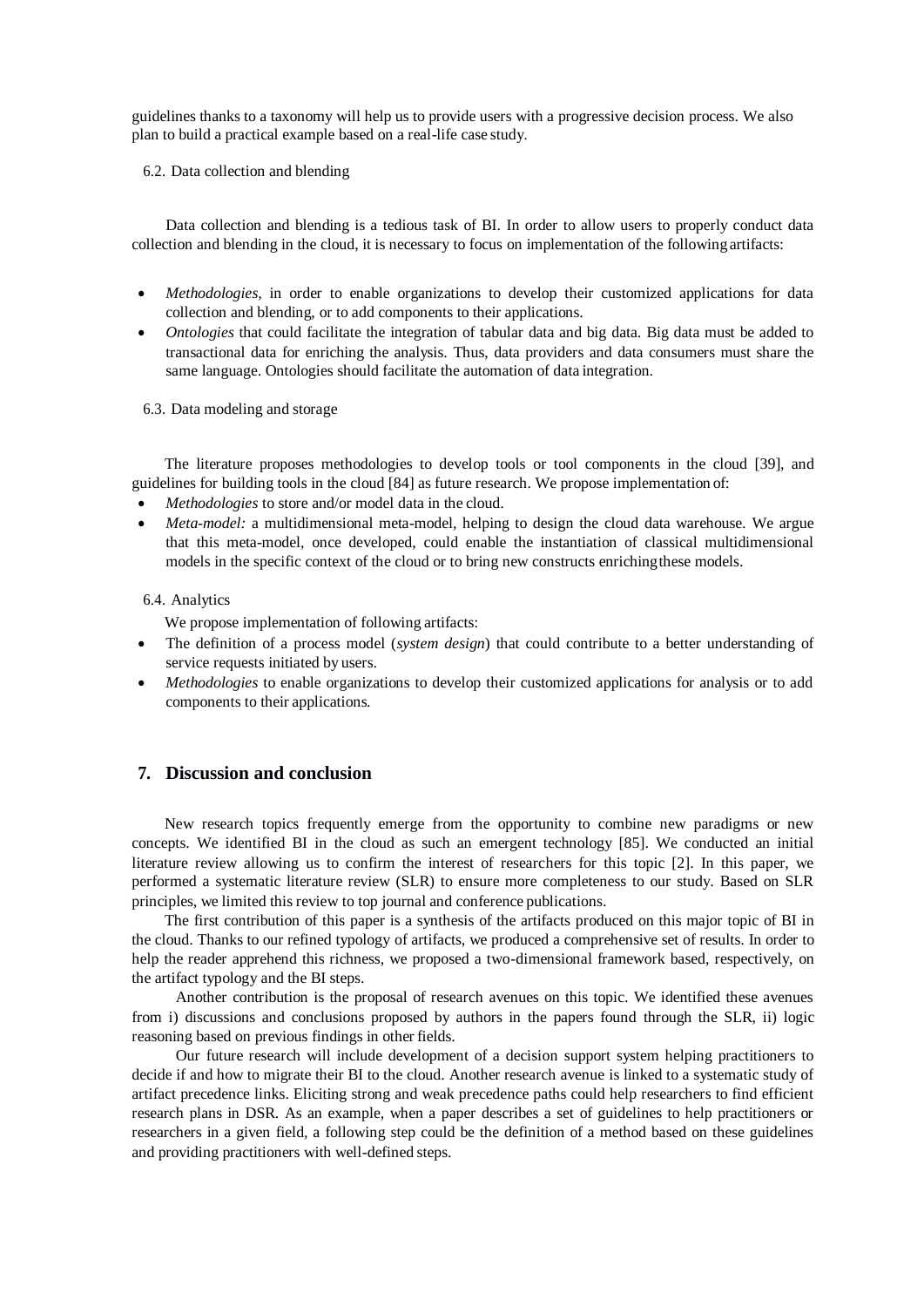guidelines thanks to a taxonomy will help us to provide users with a progressive decision process. We also plan to build a practical example based on a real-life case study.

### 6.2. Data collection and blending

Data collection and blending is a tedious task of BI. In order to allow users to properly conduct data collection and blending in the cloud, it is necessary to focus on implementation of the following artifacts:

- *Methodologies,* in order to enable organizations to develop their customized applications for data collection and blending, or to add components to their applications.
- *Ontologies* that could facilitate the integration of tabular data and big data. Big data must be added to transactional data for enriching the analysis. Thus, data providers and data consumers must share the same language. Ontologies should facilitate the automation of data integration.

### 6.3. Data modeling and storage

The literature proposes methodologies to develop tools or tool components in the cloud [39], and guidelines for building tools in the cloud [84] as future research. We propose implementation of:

- *Methodologies* to store and/or model data in the cloud.
- *Meta-model:* a multidimensional meta-model, helping to design the cloud data warehouse. We argue that this meta-model, once developed, could enable the instantiation of classical multidimensional models in the specific context of the cloud or to bring new constructs enriching these models.

### 6.4. Analytics

We propose implementation of following artifacts:

- The definition of a process model (*system design*) that could contribute to a better understanding of service requests initiated by users.
- *Methodologies* to enable organizations to develop their customized applications for analysis or to add components to their applications.

## 7. Discussion and conclusion

New research topics frequently emerge from the opportunity to combine new paradigms or new concepts. We identified BI in the cloud as such an emergent technology [85]. We conducted an initial literature review allowing us to confirm the interest of researchers for this topic [2]. In this paper, we performed a systematic literature review (SLR) to ensure more completeness to our study. Based on SLR principles, we limited this review to top journal and conference publications.

The first contribution of this paper is a synthesis of the artifacts produced on this major topic of BI in the cloud. Thanks to our refined typology of artifacts, we produced a comprehensive set of results. In order to help the reader apprehend this richness, we proposed a two-dimensional framework based, respectively, on the artifact typology and the BI steps.

Another contribution is the proposal of research avenues on this topic. We identified these avenues from i) discussions and conclusions proposed by authors in the papers found through the SLR, ii) logic reasoning based on previous findings in other fields.

Our future research will include development of a decision support system helping practitioners to decide if and how to migrate their BI to the cloud. Another research avenue is linked to a systematic study of artifact precedence links. Eliciting strong and weak precedence paths could help researchers to find efficient research plans in DSR. As an example, when a paper describes a set of guidelines to help practitioners or researchers in a given field, a following step could be the definition of a method based on these guidelines and providing practitioners with well-defined steps.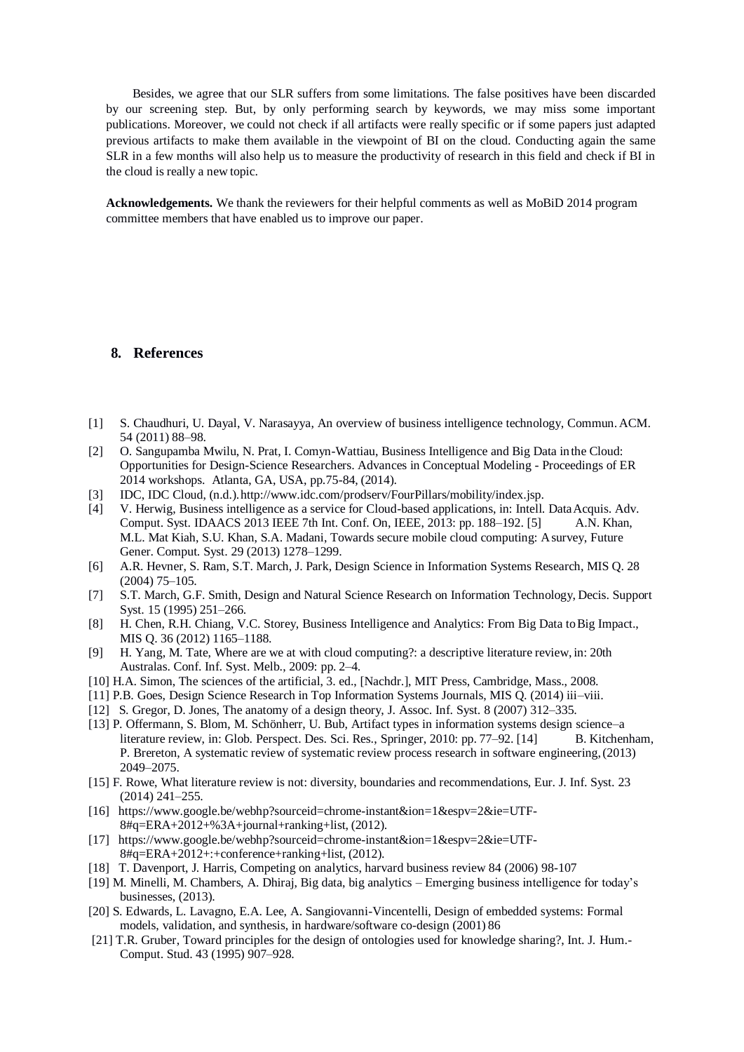Besides, we agree that our SLR suffers from some limitations. The false positives have been discarded by our screening step. But, by only performing search by keywords, we may miss some important publications. Moreover, we could not check if all artifacts were really specific or if some papers just adapted previous artifacts to make them available in the viewpoint of BI on the cloud. Conducting again the same SLR in a few months will also help us to measure the productivity of research in this field and check if BI in the cloud is really a new topic.

**Acknowledgements.** We thank the reviewers for their helpful comments as well as MoBiD 2014 program committee members that have enabled us to improve our paper.

## 8. References

[1] S. Chaudhuri, U. Dayal, V. Narasayya, An overview of business intelligence technology, Commun. ACM. 54 (2011) 88–98.

[2] O. Sangupamba Mwilu, N. Prat, I. Comyn-Wattiau, Business Intelligence and Big Data in the Cloud: Opportunities for Design-Science Researchers. Advances in Conceptual Modeling - Proceedings of ER 2014 workshops. Atlanta, GA, USA, pp.75-84, (2014).

[3] IDC, IDC Cloud, (n.d.). http://www.idc.com/prodserv/FourPillars/mobility/index.jsp.

[4] V. Herwig, Business intelligence as a service for Cloud-based applications, in: Intell. Data Acquis. Adv. Comput. Syst. IDAACS 2013 IEEE 7th Int. Conf. On, IEEE, 2013: pp. 188–192. [5] A.N. Khan, M.L. Mat Kiah, S.U. Khan, S.A. Madani, Towards secure mobile cloud computing: A survey, Future Gener. Comput. Syst. 29 (2013) 1278–1299.

[6] A.R. Hevner, S. Ram, S.T. March, J. Park, Design Science in Information Systems Research, MIS Q. 28 (2004) 75–105.

[7] S.T. March, G.F. Smith, Design and Natural Science Research on Information Technology, Decis. Support Syst. 15 (1995) 251–266.

[8] H. Chen, R.H. Chiang, V.C. Storey, Business Intelligence and Analytics: From Big Data to Big Impact., MIS Q. 36 (2012) 1165–1188.

[9] H. Yang, M. Tate, Where are we at with cloud computing?: a descriptive literature review, in: 20th Australas. Conf. Inf. Syst. Melb., 2009: pp. 2–4.

[10] H.A. Simon, The sciences of the artificial, 3. ed., [Nachdr.], MIT Press, Cambridge, Mass., 2008.

[11] P.B. Goes, Design Science Research in Top Information Systems Journals, MIS Q. (2014) iii–viii.

[12] S. Gregor, D. Jones, The anatomy of a design theory, J. Assoc. Inf. Syst. 8 (2007) 312–335.

[13] P. Offermann, S. Blom, M. Schönherr, U. Bub, Artifact types in information systems design science–a literature review, in: Glob. Perspect. Des. Sci. Res., Springer, 2010: pp. 77–92. [14] B. Kitchenham, P. Brereton, A systematic review of systematic review process research in software engineering, (2013) 2049–2075.

[15] F. Rowe, What literature review is not: diversity, boundaries and recommendations, Eur. J. Inf. Syst. 23 (2014) 241–255.

[16] https://www.google.be/webhp?sourceid=chrome-instant&ion=1&espv=2&ie=UTF-8#q=ERA+2012+%3A+journal+ranking+list, (2012).

[17] https://www.google.be/webhp?sourceid=chrome-instant&ion=1&espv=2&ie=UTF-8#q=ERA+2012+:+conference+ranking+list, (2012).

[18] T. Davenport, J. Harris, Competing on analytics, harvard business review 84 (2006) 98-107

[19] M. Minelli, M. Chambers, A. Dhiraj, Big data, big analytics – Emerging business intelligence for today's businesses, (2013).

[20] S. Edwards, L. Lavagno, E.A. Lee, A. Sangiovanni-Vincentelli, Design of embedded systems: Formal models, validation, and synthesis, in hardware/software co-design (2001) 86

[21] T.R. Gruber, Toward principles for the design of ontologies used for knowledge sharing?, Int. J. Hum.-Comput. Stud. 43 (1995) 907–928.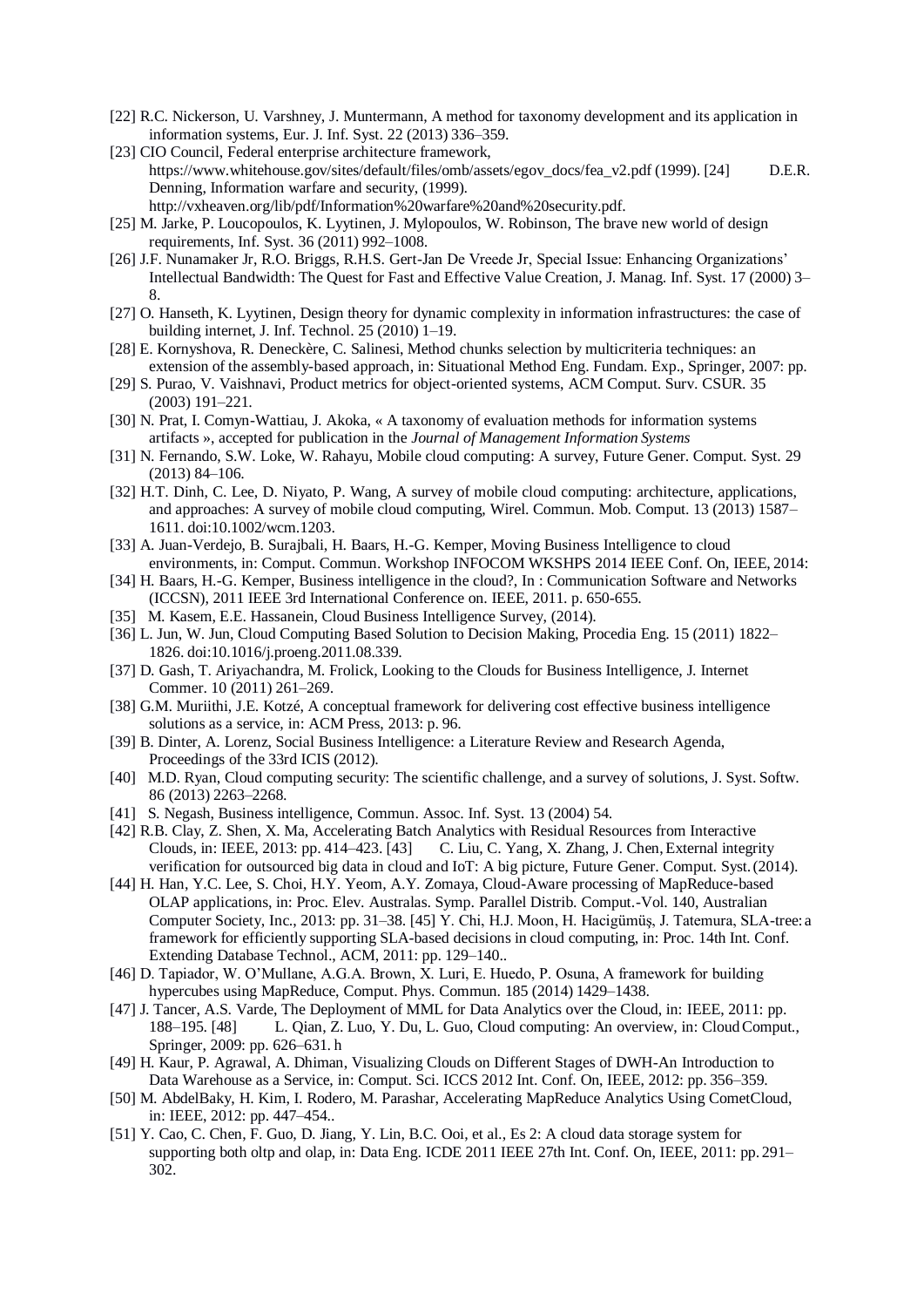[22] R.C. Nickerson, U. Varshney, J. Muntermann, A method for taxonomy development and its application in information systems, Eur. J. Inf. Syst. 22 (2013) 336–359.

[23] CIO Council, Federal enterprise architecture framework, https://www.whitehouse.gov/sites/default/files/omb/assets/egov_docs/fea_v2.pdf (1999). [24] D.E.R. Denning, Information warfare and security, (1999). http://vxheaven.org/lib/pdf/Information%20warfare%20and%20security.pdf.

[25] M. Jarke, P. Loucopoulos, K. Lyytinen, J. Mylopoulos, W. Robinson, The brave new world of design requirements, Inf. Syst. 36 (2011) 992–1008.

[26] J.F. Nunamaker Jr, R.O. Briggs, R.H.S. Gert-Jan De Vreede Jr, Special Issue: Enhancing Organizations' Intellectual Bandwidth: The Quest for Fast and Effective Value Creation, J. Manag. Inf. Syst. 17 (2000) 3–8.

[27] O. Hanseth, K. Lyytinen, Design theory for dynamic complexity in information infrastructures: the case of building internet, J. Inf. Technol. 25 (2010) 1–19.

[28] E. Kornyshova, R. Deneckère, C. Salinesi, Method chunks selection by multicriteria techniques: an extension of the assembly-based approach, in: Situational Method Eng. Fundam. Exp., Springer, 2007: pp.

[29] S. Purao, V. Vaishnavi, Product metrics for object-oriented systems, ACM Comput. Surv. CSUR. 35 (2003) 191–221.

[30] N. Prat, I. Comyn-Wattiau, J. Akoka, « A taxonomy of evaluation methods for information systems artifacts », accepted for publication in the *Journal of Management Information Systems*

[31] N. Fernando, S.W. Loke, W. Rahayu, Mobile cloud computing: A survey, Future Gener. Comput. Syst. 29 (2013) 84–106.

[32] H.T. Dinh, C. Lee, D. Niyato, P. Wang, A survey of mobile cloud computing: architecture, applications, and approaches: A survey of mobile cloud computing, Wirel. Commun. Mob. Comput. 13 (2013) 1587–1611. doi:10.1002/wcm.1203.

[33] A. Juan-Verdejo, B. Surajbali, H. Baars, H.-G. Kemper, Moving Business Intelligence to cloud environments, in: Comput. Commun. Workshop INFOCOM WKSHPS 2014 IEEE Conf. On, IEEE, 2014:

[34] H. Baars, H.-G. Kemper, Business intelligence in the cloud?, In : Communication Software and Networks (ICCSN), 2011 IEEE 3rd International Conference on. IEEE, 2011. p. 650-655.

[35] M. Kasem, E.E. Hassanein, Cloud Business Intelligence Survey, (2014).

[36] L. Jun, W. Jun, Cloud Computing Based Solution to Decision Making, Procedia Eng. 15 (2011) 1822–1826. doi:10.1016/j.proeng.2011.08.339.

[37] D. Gash, T. Ariyachandra, M. Frolick, Looking to the Clouds for Business Intelligence, J. Internet Commer. 10 (2011) 261–269.

[38] G.M. Muriithi, J.E. Kotzé, A conceptual framework for delivering cost effective business intelligence solutions as a service, in: ACM Press, 2013: p. 96.

[39] B. Dinter, A. Lorenz, Social Business Intelligence: a Literature Review and Research Agenda, Proceedings of the 33rd ICIS (2012).

[40] M.D. Ryan, Cloud computing security: The scientific challenge, and a survey of solutions, J. Syst. Softw. 86 (2013) 2263–2268.

[41] S. Negash, Business intelligence, Commun. Assoc. Inf. Syst. 13 (2004) 54.

[42] R.B. Clay, Z. Shen, X. Ma, Accelerating Batch Analytics with Residual Resources from Interactive Clouds, in: IEEE, 2013: pp. 414–423. [43] C. Liu, C. Yang, X. Zhang, J. Chen, External integrity verification for outsourced big data in cloud and IoT: A big picture, Future Gener. Comput. Syst. (2014).

[44] H. Han, Y.C. Lee, S. Choi, H.Y. Yeom, A.Y. Zomaya, Cloud-Aware processing of MapReduce-based OLAP applications, in: Proc. Elev. Australas. Symp. Parallel Distrib. Comput.-Vol. 140, Australian Computer Society, Inc., 2013: pp. 31–38. [45] Y. Chi, H.J. Moon, H. Hacigümüş, J. Tatemura, SLA-tree: a framework for efficiently supporting SLA-based decisions in cloud computing, in: Proc. 14th Int. Conf. Extending Database Technol., ACM, 2011: pp. 129–140..

[46] D. Tapiador, W. O'Mullane, A.G.A. Brown, X. Luri, E. Huedo, P. Osuna, A framework for building hypercubes using MapReduce, Comput. Phys. Commun. 185 (2014) 1429–1438.

[47] J. Tancer, A.S. Varde, The Deployment of MML for Data Analytics over the Cloud, in: IEEE, 2011: pp. 188–195. [48] L. Qian, Z. Luo, Y. Du, L. Guo, Cloud computing: An overview, in: Cloud Comput., Springer, 2009: pp. 626–631. h

[49] H. Kaur, P. Agrawal, A. Dhiman, Visualizing Clouds on Different Stages of DWH-An Introduction to Data Warehouse as a Service, in: Comput. Sci. ICCS 2012 Int. Conf. On, IEEE, 2012: pp. 356–359.

[50] M. AbdelBaky, H. Kim, I. Rodero, M. Parashar, Accelerating MapReduce Analytics Using CometCloud, in: IEEE, 2012: pp. 447–454..

[51] Y. Cao, C. Chen, F. Guo, D. Jiang, Y. Lin, B.C. Ooi, et al., Es 2: A cloud data storage system for supporting both oltp and olap, in: Data Eng. ICDE 2011 IEEE 27th Int. Conf. On, IEEE, 2011: pp. 291–302.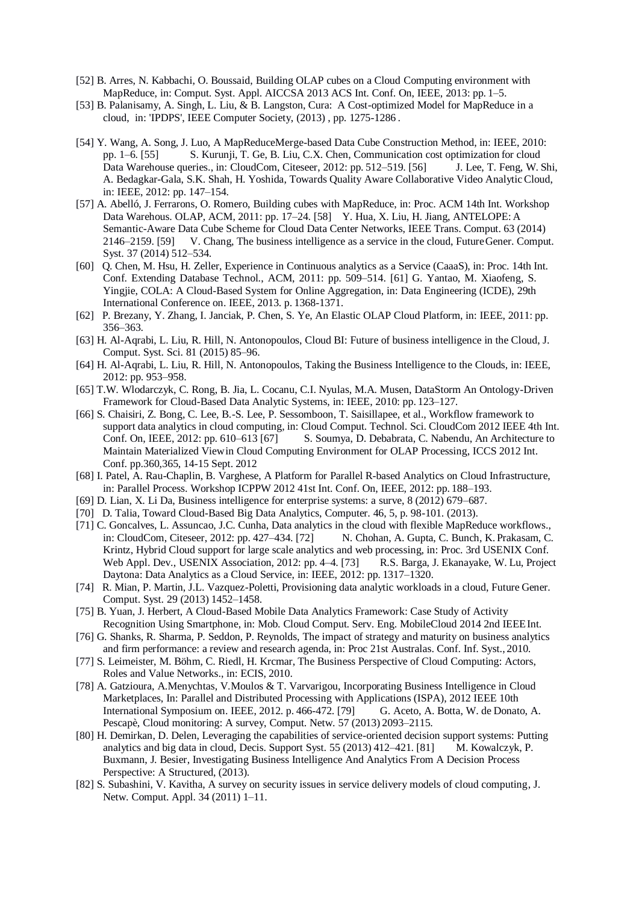[52] B. Arres, N. Kabbachi, O. Boussaid, Building OLAP cubes on a Cloud Computing environment with MapReduce, in: Comput. Syst. Appl. AICCSA 2013 ACS Int. Conf. On, IEEE, 2013: pp. 1–5.

[53] B. Palanisamy, A. Singh, L. Liu, & B. Langston, Cura: A Cost-optimized Model for MapReduce in a cloud, in: 'IPDPS', IEEE Computer Society, (2013) , pp. 1275-1286 .

[54] Y. Wang, A. Song, J. Luo, A MapReduceMerge-based Data Cube Construction Method, in: IEEE, 2010: pp. 1–6. [55] S. Kurunji, T. Ge, B. Liu, C.X. Chen, Communication cost optimization for cloud Data Warehouse queries., in: CloudCom, Citeseer, 2012: pp. 512–519. [56] J. Lee, T. Feng, W. Shi, A. Bedagkar-Gala, S.K. Shah, H. Yoshida, Towards Quality Aware Collaborative Video Analytic Cloud, in: IEEE, 2012: pp. 147–154.

[57] A. Abelló, J. Ferrarons, O. Romero, Building cubes with MapReduce, in: Proc. ACM 14th Int. Workshop Data Warehous. OLAP, ACM, 2011: pp. 17–24. [58] Y. Hua, X. Liu, H. Jiang, ANTELOPE: A Semantic-Aware Data Cube Scheme for Cloud Data Center Networks, IEEE Trans. Comput. 63 (2014) 2146–2159. [59] V. Chang, The business intelligence as a service in the cloud, Future Gener. Comput. Syst. 37 (2014) 512–534.

[60] Q. Chen, M. Hsu, H. Zeller, Experience in Continuous analytics as a Service (CaaaS), in: Proc. 14th Int. Conf. Extending Database Technol., ACM, 2011: pp. 509–514. [61] G. Yantao, M. Xiaofeng, S. Yingjie, COLA: A Cloud-Based System for Online Aggregation, in: Data Engineering (ICDE), 29th International Conference on. IEEE, 2013. p. 1368-1371.

[62] P. Brezany, Y. Zhang, I. Janciak, P. Chen, S. Ye, An Elastic OLAP Cloud Platform, in: IEEE, 2011: pp. 356–363.

[63] H. Al-Aqrabi, L. Liu, R. Hill, N. Antonopoulos, Cloud BI: Future of business intelligence in the Cloud, J. Comput. Syst. Sci. 81 (2015) 85–96.

[64] H. Al-Aqrabi, L. Liu, R. Hill, N. Antonopoulos, Taking the Business Intelligence to the Clouds, in: IEEE, 2012: pp. 953–958.

[65] T.W. Wlodarczyk, C. Rong, B. Jia, L. Cocanu, C.I. Nyulas, M.A. Musen, DataStorm An Ontology-Driven Framework for Cloud-Based Data Analytic Systems, in: IEEE, 2010: pp. 123–127.

[66] S. Chaisiri, Z. Bong, C. Lee, B.-S. Lee, P. Sessomboon, T. Saisillapee, et al., Workflow framework to support data analytics in cloud computing, in: Cloud Comput. Technol. Sci. CloudCom 2012 IEEE 4th Int. Conf. On, IEEE, 2012: pp. 610–613 [67] S. Soumya, D. Debabrata, C. Nabendu, An Architecture to Maintain Materialized View in Cloud Computing Environment for OLAP Processing, ICCS 2012 Int. Conf. pp.360,365, 14-15 Sept. 2012

[68] I. Patel, A. Rau-Chaplin, B. Varghese, A Platform for Parallel R-based Analytics on Cloud Infrastructure, in: Parallel Process. Workshop ICPPW 2012 41st Int. Conf. On, IEEE, 2012: pp. 188–193.

[69] D. Lian, X. Li Da, Business intelligence for enterprise systems: a surve, 8 (2012) 679–687.

[70] D. Talia, Toward Cloud-Based Big Data Analytics, Computer. 46, 5, p. 98-101. (2013).

[71] C. Goncalves, L. Assuncao, J.C. Cunha, Data analytics in the cloud with flexible MapReduce workflows., in: CloudCom, Citeseer, 2012: pp. 427–434. [72] N. Chohan, A. Gupta, C. Bunch, K. Prakasam, C. Krintz, Hybrid Cloud support for large scale analytics and web processing, in: Proc. 3rd USENIX Conf. Web Appl. Dev., USENIX Association, 2012: pp. 4–4. [73] R.S. Barga, J. Ekanayake, W. Lu, Project Daytona: Data Analytics as a Cloud Service, in: IEEE, 2012: pp. 1317–1320.

[74] R. Mian, P. Martin, J.L. Vazquez-Poletti, Provisioning data analytic workloads in a cloud, Future Gener. Comput. Syst. 29 (2013) 1452–1458.

[75] B. Yuan, J. Herbert, A Cloud-Based Mobile Data Analytics Framework: Case Study of Activity Recognition Using Smartphone, in: Mob. Cloud Comput. Serv. Eng. MobileCloud 2014 2nd IEEE Int.

[76] G. Shanks, R. Sharma, P. Seddon, P. Reynolds, The impact of strategy and maturity on business analytics and firm performance: a review and research agenda, in: Proc 21st Australas. Conf. Inf. Syst., 2010.

[77] S. Leimeister, M. Böhm, C. Riedl, H. Krcmar, The Business Perspective of Cloud Computing: Actors, Roles and Value Networks., in: ECIS, 2010.

[78] A. Gatzioura, A.Menychtas, V.Moulos & T. Varvarigou, Incorporating Business Intelligence in Cloud Marketplaces, In: Parallel and Distributed Processing with Applications (ISPA), 2012 IEEE 10th International Symposium on. IEEE, 2012. p. 466-472. [79] G. Aceto, A. Botta, W. de Donato, A. Pescapè, Cloud monitoring: A survey, Comput. Netw. 57 (2013) 2093–2115.

[80] H. Demirkan, D. Delen, Leveraging the capabilities of service-oriented decision support systems: Putting analytics and big data in cloud, Decis. Support Syst. 55 (2013) 412–421. [81] M. Kowalczyk, P. Buxmann, J. Besier, Investigating Business Intelligence And Analytics From A Decision Process Perspective: A Structured, (2013).

[82] S. Subashini, V. Kavitha, A survey on security issues in service delivery models of cloud computing, J. Netw. Comput. Appl. 34 (2011) 1–11.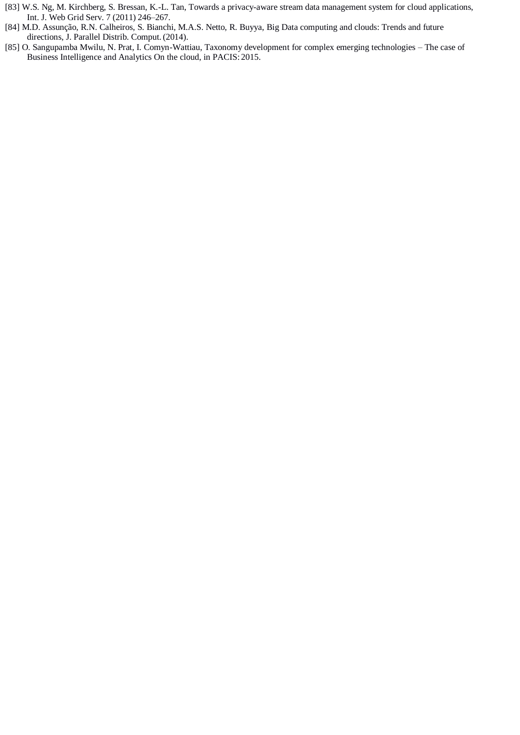[83] W.S. Ng, M. Kirchberg, S. Bressan, K.-L. Tan, Towards a privacy-aware stream data management system for cloud applications, Int. J. Web Grid Serv. 7 (2011) 246–267.

[84] M.D. Assunção, R.N. Calheiros, S. Bianchi, M.A.S. Netto, R. Buyya, Big Data computing and clouds: Trends and future directions, J. Parallel Distrib. Comput. (2014).

[85] O. Sangupamba Mwilu, N. Prat, I. Comyn-Wattiau, Taxonomy development for complex emerging technologies – The case of Business Intelligence and Analytics On the cloud, in PACIS: 2015.